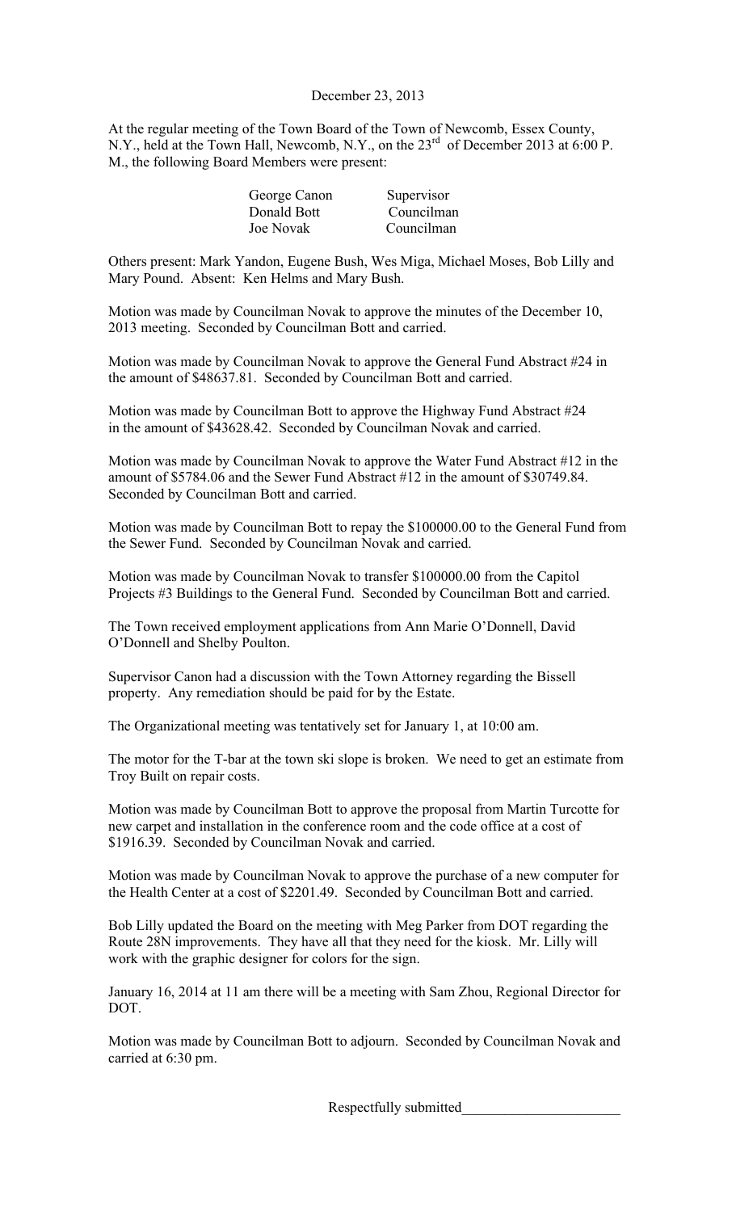December 23, 2013

At the regular meeting of the Town Board of the Town of Newcomb, Essex County, N.Y., held at the Town Hall, Newcomb, N.Y., on the 23rd of December 2013 at 6:00 P. M., the following Board Members were present:

| | |
|---|---|
| George Canon | Supervisor |
| Donald Bott | Councilman |
| Joe Novak | Councilman |

Others present: Mark Yandon, Eugene Bush, Wes Miga, Michael Moses, Bob Lilly and Mary Pound. Absent: Ken Helms and Mary Bush.

Motion was made by Councilman Novak to approve the minutes of the December 10, 2013 meeting. Seconded by Councilman Bott and carried.

Motion was made by Councilman Novak to approve the General Fund Abstract #24 in the amount of $48637.81. Seconded by Councilman Bott and carried.

Motion was made by Councilman Bott to approve the Highway Fund Abstract #24 in the amount of $43628.42. Seconded by Councilman Novak and carried.

Motion was made by Councilman Novak to approve the Water Fund Abstract #12 in the amount of $5784.06 and the Sewer Fund Abstract #12 in the amount of $30749.84. Seconded by Councilman Bott and carried.

Motion was made by Councilman Bott to repay the $100000.00 to the General Fund from the Sewer Fund. Seconded by Councilman Novak and carried.

Motion was made by Councilman Novak to transfer $100000.00 from the Capitol Projects #3 Buildings to the General Fund. Seconded by Councilman Bott and carried.

The Town received employment applications from Ann Marie O'Donnell, David O'Donnell and Shelby Poulton.

Supervisor Canon had a discussion with the Town Attorney regarding the Bissell property. Any remediation should be paid for by the Estate.

The Organizational meeting was tentatively set for January 1, at 10:00 am.

The motor for the T-bar at the town ski slope is broken. We need to get an estimate from Troy Built on repair costs.

Motion was made by Councilman Bott to approve the proposal from Martin Turcotte for new carpet and installation in the conference room and the code office at a cost of $1916.39. Seconded by Councilman Novak and carried.

Motion was made by Councilman Novak to approve the purchase of a new computer for the Health Center at a cost of $2201.49. Seconded by Councilman Bott and carried.

Bob Lilly updated the Board on the meeting with Meg Parker from DOT regarding the Route 28N improvements. They have all that they need for the kiosk. Mr. Lilly will work with the graphic designer for colors for the sign.

January 16, 2014 at 11 am there will be a meeting with Sam Zhou, Regional Director for DOT.

Motion was made by Councilman Bott to adjourn. Seconded by Councilman Novak and carried at 6:30 pm.

Respectfully submitted______________________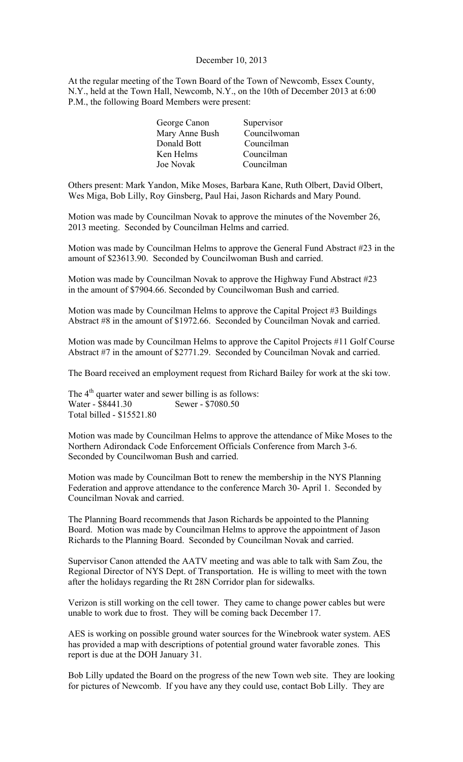December 10, 2013

At the regular meeting of the Town Board of the Town of Newcomb, Essex County, N.Y., held at the Town Hall, Newcomb, N.Y., on the 10th of December 2013 at 6:00 P.M., the following Board Members were present:

| | |
|---|---|
| George Canon | Supervisor |
| Mary Anne Bush | Councilwoman |
| Donald Bott | Councilman |
| Ken Helms | Councilman |
| Joe Novak | Councilman |

Others present: Mark Yandon, Mike Moses, Barbara Kane, Ruth Olbert, David Olbert, Wes Miga, Bob Lilly, Roy Ginsberg, Paul Hai, Jason Richards and Mary Pound.

Motion was made by Councilman Novak to approve the minutes of the November 26, 2013 meeting. Seconded by Councilman Helms and carried.

Motion was made by Councilman Helms to approve the General Fund Abstract #23 in the amount of $23613.90. Seconded by Councilwoman Bush and carried.

Motion was made by Councilman Novak to approve the Highway Fund Abstract #23 in the amount of $7904.66. Seconded by Councilwoman Bush and carried.

Motion was made by Councilman Helms to approve the Capital Project #3 Buildings Abstract #8 in the amount of $1972.66. Seconded by Councilman Novak and carried.

Motion was made by Councilman Helms to approve the Capitol Projects #11 Golf Course Abstract #7 in the amount of $2771.29. Seconded by Councilman Novak and carried.

The Board received an employment request from Richard Bailey for work at the ski tow.

The 4th quarter water and sewer billing is as follows:
Water - $8441.30 Sewer - $7080.50
Total billed - $15521.80

Motion was made by Councilman Helms to approve the attendance of Mike Moses to the Northern Adirondack Code Enforcement Officials Conference from March 3-6. Seconded by Councilwoman Bush and carried.

Motion was made by Councilman Bott to renew the membership in the NYS Planning Federation and approve attendance to the conference March 30- April 1. Seconded by Councilman Novak and carried.

The Planning Board recommends that Jason Richards be appointed to the Planning Board. Motion was made by Councilman Helms to approve the appointment of Jason Richards to the Planning Board. Seconded by Councilman Novak and carried.

Supervisor Canon attended the AATV meeting and was able to talk with Sam Zou, the Regional Director of NYS Dept. of Transportation. He is willing to meet with the town after the holidays regarding the Rt 28N Corridor plan for sidewalks.

Verizon is still working on the cell tower. They came to change power cables but were unable to work due to frost. They will be coming back December 17.

AES is working on possible ground water sources for the Winebrook water system. AES has provided a map with descriptions of potential ground water favorable zones. This report is due at the DOH January 31.

Bob Lilly updated the Board on the progress of the new Town web site. They are looking for pictures of Newcomb. If you have any they could use, contact Bob Lilly. They are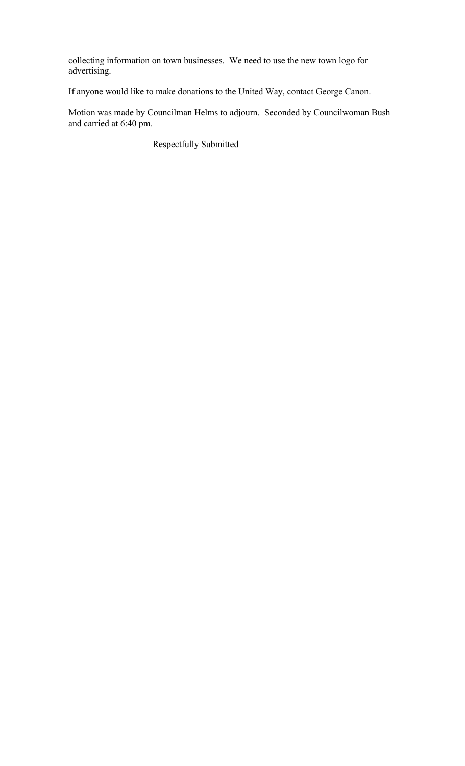collecting information on town businesses. We need to use the new town logo for advertising.

If anyone would like to make donations to the United Way, contact George Canon.

Motion was made by Councilman Helms to adjourn. Seconded by Councilwoman Bush and carried at 6:40 pm.

Respectfully Submitted________________________________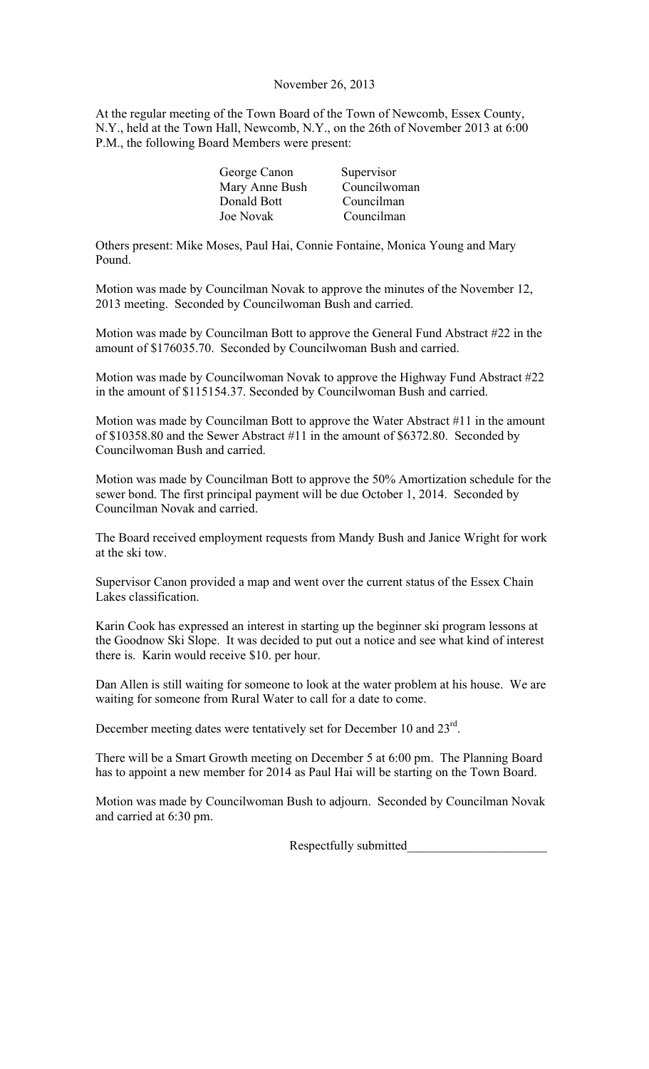November 26, 2013

At the regular meeting of the Town Board of the Town of Newcomb, Essex County, N.Y., held at the Town Hall, Newcomb, N.Y., on the 26th of November 2013 at 6:00 P.M., the following Board Members were present:

| | |
|---|---|
| George Canon | Supervisor |
| Mary Anne Bush | Councilwoman |
| Donald Bott | Councilman |
| Joe Novak | Councilman |

Others present: Mike Moses, Paul Hai, Connie Fontaine, Monica Young and Mary Pound.

Motion was made by Councilman Novak to approve the minutes of the November 12, 2013 meeting. Seconded by Councilwoman Bush and carried.

Motion was made by Councilman Bott to approve the General Fund Abstract #22 in the amount of $176035.70. Seconded by Councilwoman Bush and carried.

Motion was made by Councilwoman Novak to approve the Highway Fund Abstract #22 in the amount of $115154.37. Seconded by Councilwoman Bush and carried.

Motion was made by Councilman Bott to approve the Water Abstract #11 in the amount of $10358.80 and the Sewer Abstract #11 in the amount of $6372.80. Seconded by Councilwoman Bush and carried.

Motion was made by Councilman Bott to approve the 50% Amortization schedule for the sewer bond. The first principal payment will be due October 1, 2014. Seconded by Councilman Novak and carried.

The Board received employment requests from Mandy Bush and Janice Wright for work at the ski tow.

Supervisor Canon provided a map and went over the current status of the Essex Chain Lakes classification.

Karin Cook has expressed an interest in starting up the beginner ski program lessons at the Goodnow Ski Slope. It was decided to put out a notice and see what kind of interest there is. Karin would receive $10. per hour.

Dan Allen is still waiting for someone to look at the water problem at his house. We are waiting for someone from Rural Water to call for a date to come.

December meeting dates were tentatively set for December 10 and 23rd.

There will be a Smart Growth meeting on December 5 at 6:00 pm. The Planning Board has to appoint a new member for 2014 as Paul Hai will be starting on the Town Board.

Motion was made by Councilwoman Bush to adjourn. Seconded by Councilman Novak and carried at 6:30 pm.

Respectfully submitted_____________________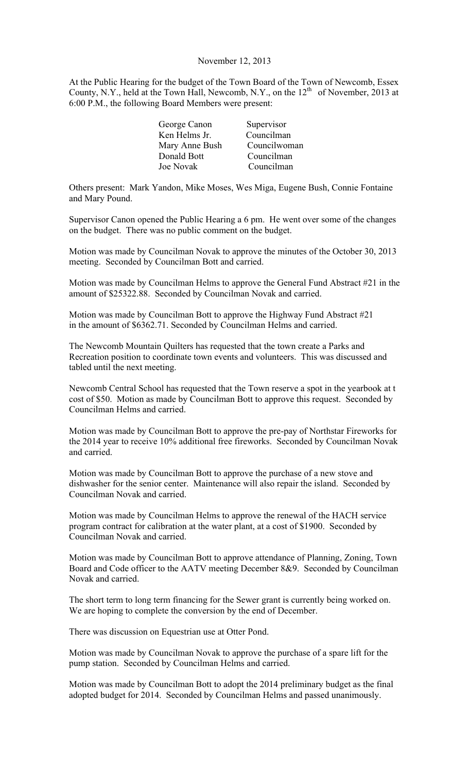November 12, 2013

At the Public Hearing for the budget of the Town Board of the Town of Newcomb, Essex County, N.Y., held at the Town Hall, Newcomb, N.Y., on the 12th of November, 2013 at 6:00 P.M., the following Board Members were present:

| | |
|---|---|
| George Canon | Supervisor |
| Ken Helms Jr. | Councilman |
| Mary Anne Bush | Councilwoman |
| Donald Bott | Councilman |
| Joe Novak | Councilman |

Others present: Mark Yandon, Mike Moses, Wes Miga, Eugene Bush, Connie Fontaine and Mary Pound.

Supervisor Canon opened the Public Hearing a 6 pm. He went over some of the changes on the budget. There was no public comment on the budget.

Motion was made by Councilman Novak to approve the minutes of the October 30, 2013 meeting. Seconded by Councilman Bott and carried.

Motion was made by Councilman Helms to approve the General Fund Abstract #21 in the amount of $25322.88. Seconded by Councilman Novak and carried.

Motion was made by Councilman Bott to approve the Highway Fund Abstract #21 in the amount of $6362.71. Seconded by Councilman Helms and carried.

The Newcomb Mountain Quilters has requested that the town create a Parks and Recreation position to coordinate town events and volunteers. This was discussed and tabled until the next meeting.

Newcomb Central School has requested that the Town reserve a spot in the yearbook at t cost of $50. Motion as made by Councilman Bott to approve this request. Seconded by Councilman Helms and carried.

Motion was made by Councilman Bott to approve the pre-pay of Northstar Fireworks for the 2014 year to receive 10% additional free fireworks. Seconded by Councilman Novak and carried.

Motion was made by Councilman Bott to approve the purchase of a new stove and dishwasher for the senior center. Maintenance will also repair the island. Seconded by Councilman Novak and carried.

Motion was made by Councilman Helms to approve the renewal of the HACH service program contract for calibration at the water plant, at a cost of $1900. Seconded by Councilman Novak and carried.

Motion was made by Councilman Bott to approve attendance of Planning, Zoning, Town Board and Code officer to the AATV meeting December 8&9. Seconded by Councilman Novak and carried.

The short term to long term financing for the Sewer grant is currently being worked on. We are hoping to complete the conversion by the end of December.

There was discussion on Equestrian use at Otter Pond.

Motion was made by Councilman Novak to approve the purchase of a spare lift for the pump station. Seconded by Councilman Helms and carried.

Motion was made by Councilman Bott to adopt the 2014 preliminary budget as the final adopted budget for 2014. Seconded by Councilman Helms and passed unanimously.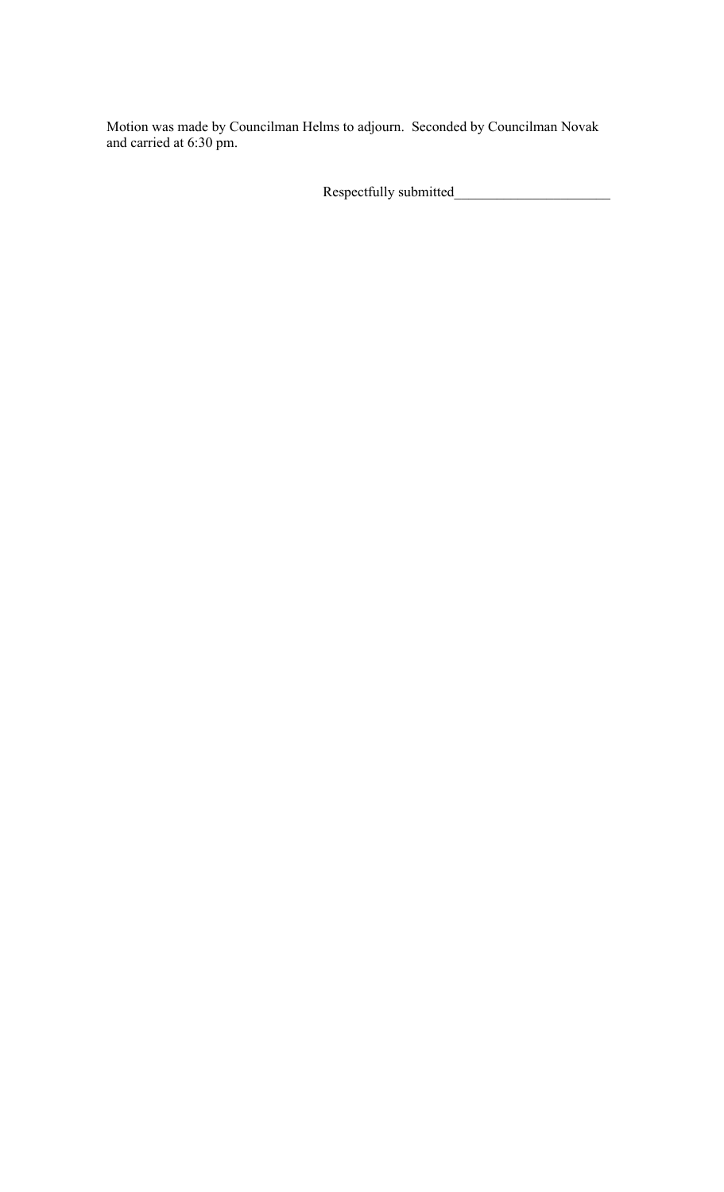Motion was made by Councilman Helms to adjourn. Seconded by Councilman Novak and carried at 6:30 pm.

Respectfully submitted______________________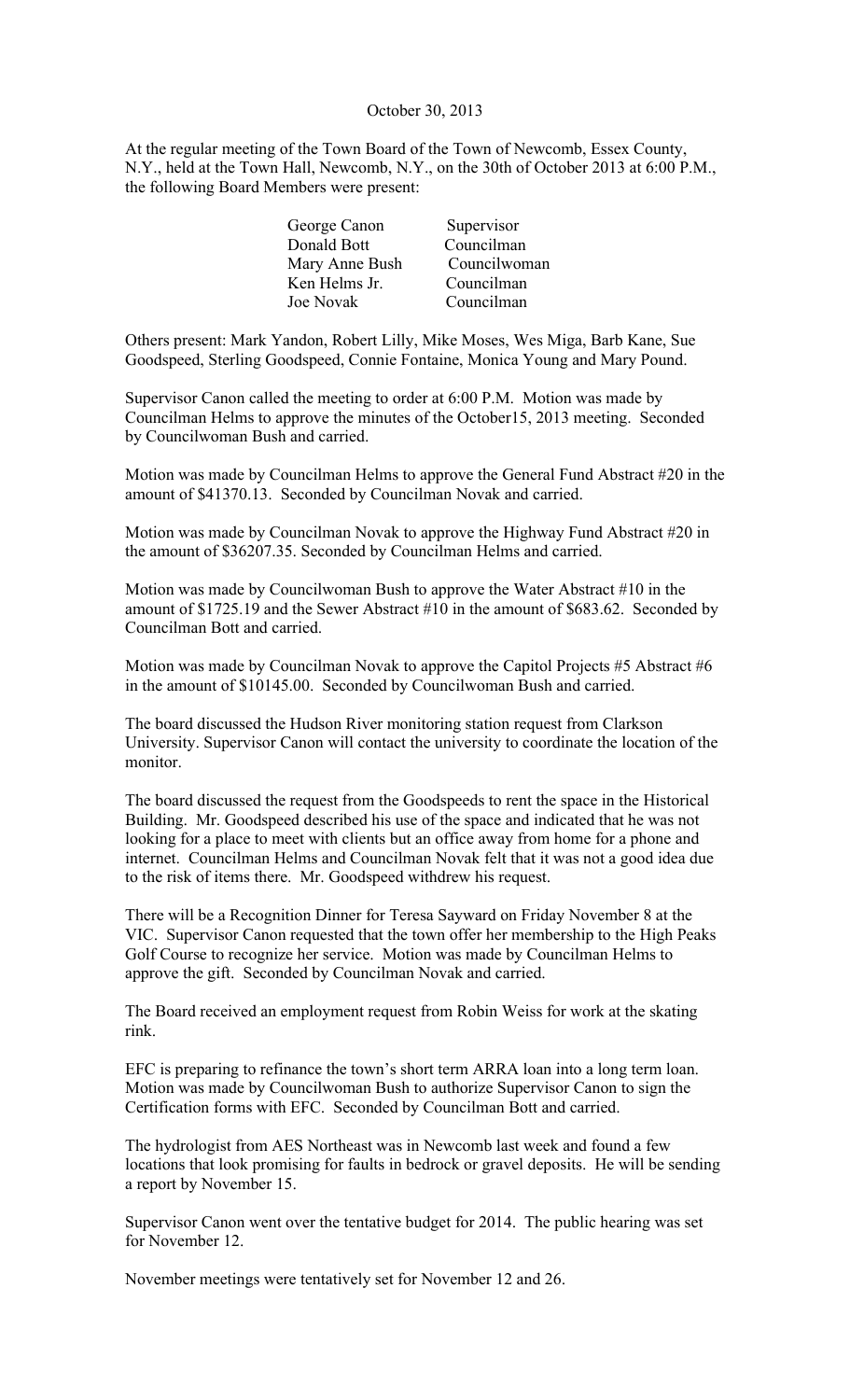October 30, 2013

At the regular meeting of the Town Board of the Town of Newcomb, Essex County, N.Y., held at the Town Hall, Newcomb, N.Y., on the 30th of October 2013 at 6:00 P.M., the following Board Members were present:

| | |
|---|---|
| George Canon | Supervisor |
| Donald Bott | Councilman |
| Mary Anne Bush | Councilwoman |
| Ken Helms Jr. | Councilman |
| Joe Novak | Councilman |

Others present: Mark Yandon, Robert Lilly, Mike Moses, Wes Miga, Barb Kane, Sue Goodspeed, Sterling Goodspeed, Connie Fontaine, Monica Young and Mary Pound.

Supervisor Canon called the meeting to order at 6:00 P.M. Motion was made by Councilman Helms to approve the minutes of the October15, 2013 meeting. Seconded by Councilwoman Bush and carried.

Motion was made by Councilman Helms to approve the General Fund Abstract #20 in the amount of $41370.13. Seconded by Councilman Novak and carried.

Motion was made by Councilman Novak to approve the Highway Fund Abstract #20 in the amount of $36207.35. Seconded by Councilman Helms and carried.

Motion was made by Councilwoman Bush to approve the Water Abstract #10 in the amount of $1725.19 and the Sewer Abstract #10 in the amount of $683.62. Seconded by Councilman Bott and carried.

Motion was made by Councilman Novak to approve the Capitol Projects #5 Abstract #6 in the amount of $10145.00. Seconded by Councilwoman Bush and carried.

The board discussed the Hudson River monitoring station request from Clarkson University. Supervisor Canon will contact the university to coordinate the location of the monitor.

The board discussed the request from the Goodspeeds to rent the space in the Historical Building. Mr. Goodspeed described his use of the space and indicated that he was not looking for a place to meet with clients but an office away from home for a phone and internet. Councilman Helms and Councilman Novak felt that it was not a good idea due to the risk of items there. Mr. Goodspeed withdrew his request.

There will be a Recognition Dinner for Teresa Sayward on Friday November 8 at the VIC. Supervisor Canon requested that the town offer her membership to the High Peaks Golf Course to recognize her service. Motion was made by Councilman Helms to approve the gift. Seconded by Councilman Novak and carried.

The Board received an employment request from Robin Weiss for work at the skating rink.

EFC is preparing to refinance the town's short term ARRA loan into a long term loan. Motion was made by Councilwoman Bush to authorize Supervisor Canon to sign the Certification forms with EFC. Seconded by Councilman Bott and carried.

The hydrologist from AES Northeast was in Newcomb last week and found a few locations that look promising for faults in bedrock or gravel deposits. He will be sending a report by November 15.

Supervisor Canon went over the tentative budget for 2014. The public hearing was set for November 12.

November meetings were tentatively set for November 12 and 26.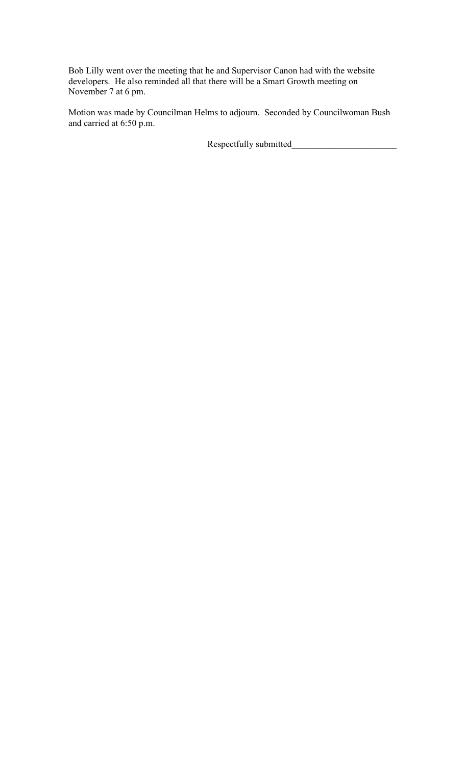Bob Lilly went over the meeting that he and Supervisor Canon had with the website developers. He also reminded all that there will be a Smart Growth meeting on November 7 at 6 pm.

Motion was made by Councilman Helms to adjourn. Seconded by Councilwoman Bush and carried at 6:50 p.m.

Respectfully submitted_______________________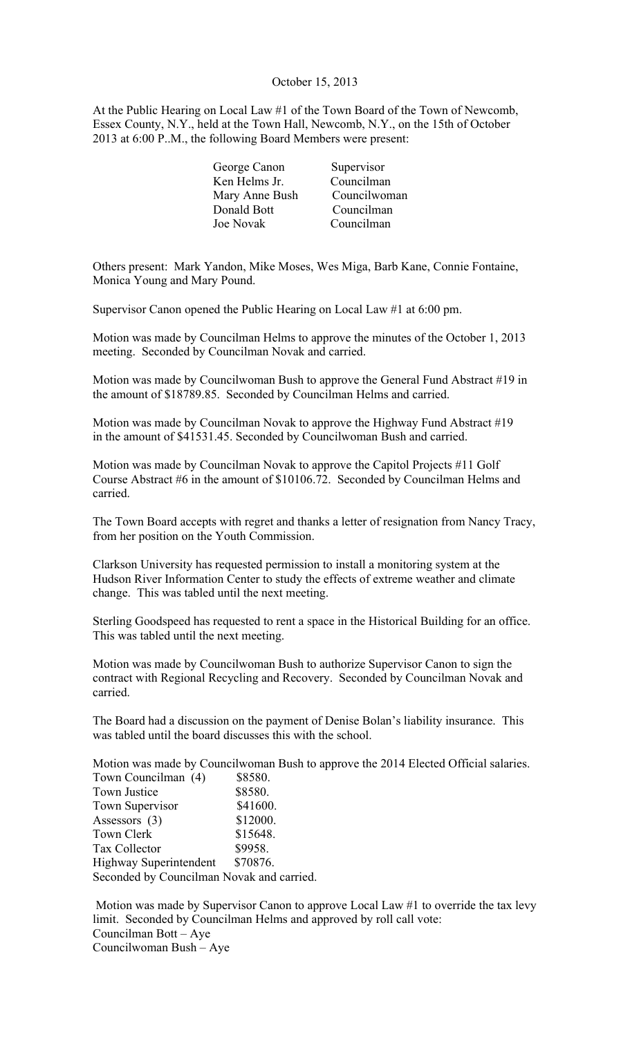October 15, 2013

At the Public Hearing on Local Law #1 of the Town Board of the Town of Newcomb, Essex County, N.Y., held at the Town Hall, Newcomb, N.Y., on the 15th of October 2013 at 6:00 P..M., the following Board Members were present:

| | |
|---|---|
| George Canon | Supervisor |
| Ken Helms Jr. | Councilman |
| Mary Anne Bush | Councilwoman |
| Donald Bott | Councilman |
| Joe Novak | Councilman |

Others present: Mark Yandon, Mike Moses, Wes Miga, Barb Kane, Connie Fontaine, Monica Young and Mary Pound.

Supervisor Canon opened the Public Hearing on Local Law #1 at 6:00 pm.

Motion was made by Councilman Helms to approve the minutes of the October 1, 2013 meeting. Seconded by Councilman Novak and carried.

Motion was made by Councilwoman Bush to approve the General Fund Abstract #19 in the amount of $18789.85. Seconded by Councilman Helms and carried.

Motion was made by Councilman Novak to approve the Highway Fund Abstract #19 in the amount of $41531.45. Seconded by Councilwoman Bush and carried.

Motion was made by Councilman Novak to approve the Capitol Projects #11 Golf Course Abstract #6 in the amount of $10106.72. Seconded by Councilman Helms and carried.

The Town Board accepts with regret and thanks a letter of resignation from Nancy Tracy, from her position on the Youth Commission.

Clarkson University has requested permission to install a monitoring system at the Hudson River Information Center to study the effects of extreme weather and climate change. This was tabled until the next meeting.

Sterling Goodspeed has requested to rent a space in the Historical Building for an office. This was tabled until the next meeting.

Motion was made by Councilwoman Bush to authorize Supervisor Canon to sign the contract with Regional Recycling and Recovery. Seconded by Councilman Novak and carried.

The Board had a discussion on the payment of Denise Bolan's liability insurance. This was tabled until the board discusses this with the school.

Motion was made by Councilwoman Bush to approve the 2014 Elected Official salaries.

| | |
|---|---|
| Town Councilman (4) | $8580. |
| Town Justice | $8580. |
| Town Supervisor | $41600. |
| Assessors (3) | $12000. |
| Town Clerk | $15648. |
| Tax Collector | $9958. |
| Highway Superintendent | $70876. |

Seconded by Councilman Novak and carried.

Motion was made by Supervisor Canon to approve Local Law #1 to override the tax levy limit. Seconded by Councilman Helms and approved by roll call vote:
Councilman Bott – Aye
Councilwoman Bush – Aye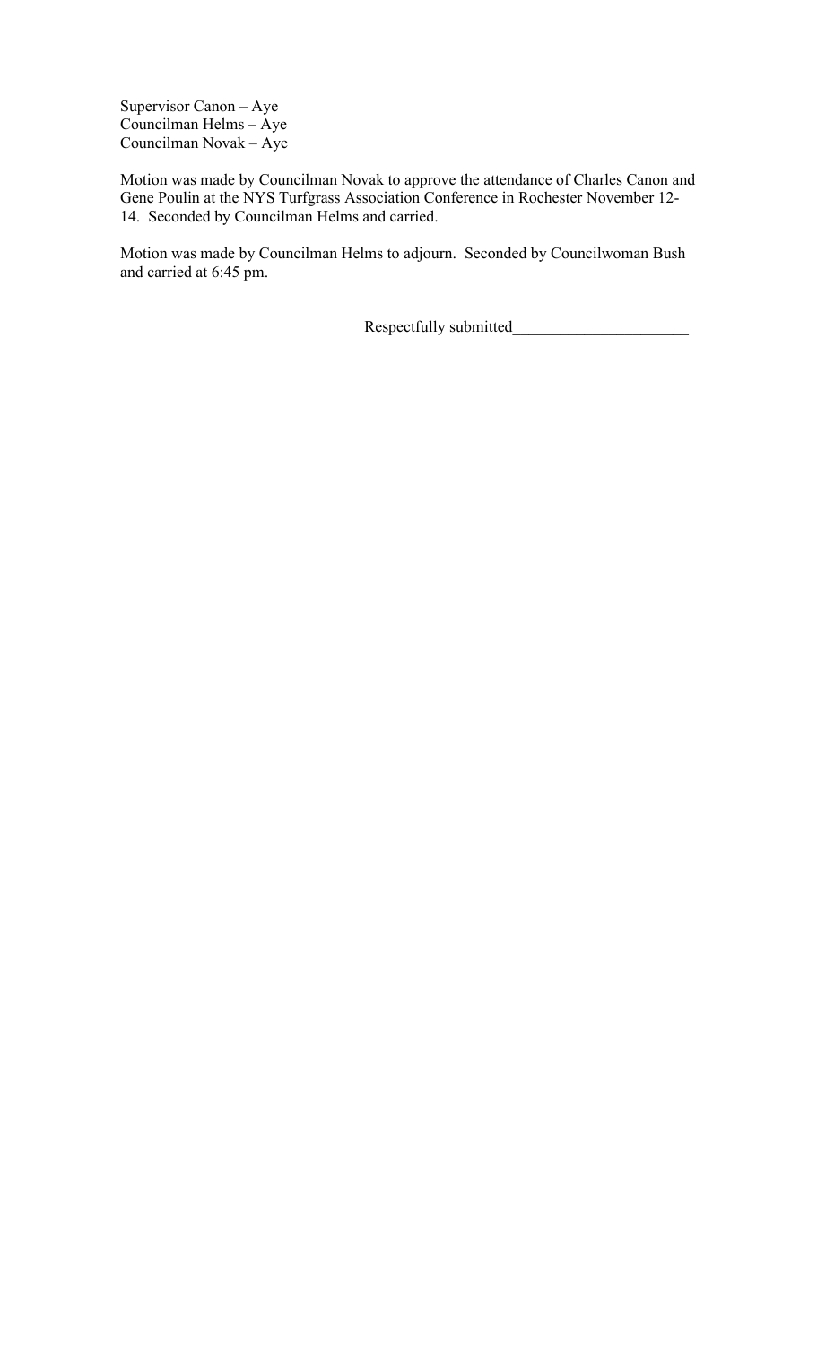Supervisor Canon – Aye
Councilman Helms – Aye
Councilman Novak – Aye

Motion was made by Councilman Novak to approve the attendance of Charles Canon and Gene Poulin at the NYS Turfgrass Association Conference in Rochester November 12-14. Seconded by Councilman Helms and carried.

Motion was made by Councilman Helms to adjourn. Seconded by Councilwoman Bush and carried at 6:45 pm.

Respectfully submitted______________________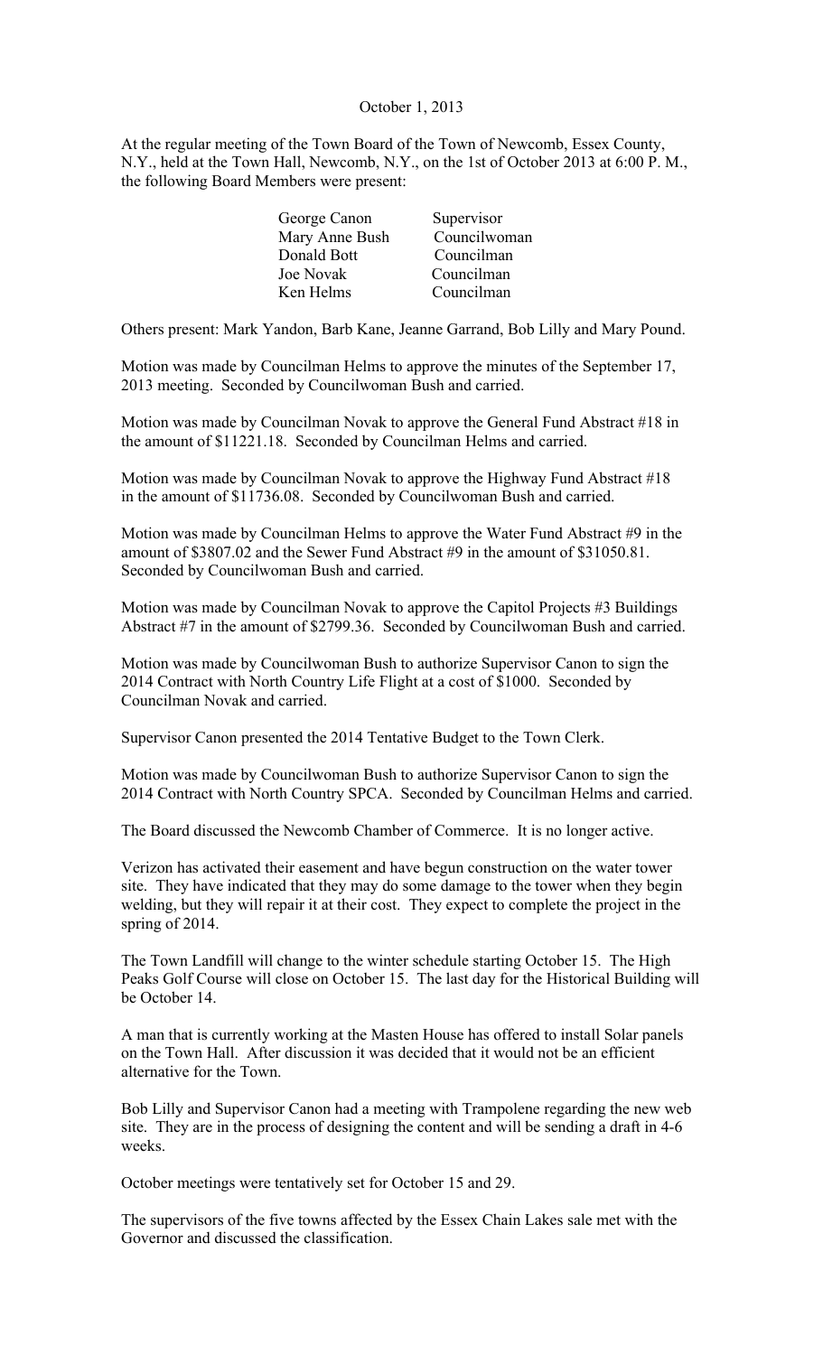October 1, 2013

At the regular meeting of the Town Board of the Town of Newcomb, Essex County, N.Y., held at the Town Hall, Newcomb, N.Y., on the 1st of October 2013 at 6:00 P. M., the following Board Members were present:

| | |
|---|---|
| George Canon | Supervisor |
| Mary Anne Bush | Councilwoman |
| Donald Bott | Councilman |
| Joe Novak | Councilman |
| Ken Helms | Councilman |

Others present: Mark Yandon, Barb Kane, Jeanne Garrand, Bob Lilly and Mary Pound.

Motion was made by Councilman Helms to approve the minutes of the September 17, 2013 meeting. Seconded by Councilwoman Bush and carried.

Motion was made by Councilman Novak to approve the General Fund Abstract #18 in the amount of $11221.18. Seconded by Councilman Helms and carried.

Motion was made by Councilman Novak to approve the Highway Fund Abstract #18 in the amount of $11736.08. Seconded by Councilwoman Bush and carried.

Motion was made by Councilman Helms to approve the Water Fund Abstract #9 in the amount of $3807.02 and the Sewer Fund Abstract #9 in the amount of $31050.81. Seconded by Councilwoman Bush and carried.

Motion was made by Councilman Novak to approve the Capitol Projects #3 Buildings Abstract #7 in the amount of $2799.36. Seconded by Councilwoman Bush and carried.

Motion was made by Councilwoman Bush to authorize Supervisor Canon to sign the 2014 Contract with North Country Life Flight at a cost of $1000. Seconded by Councilman Novak and carried.

Supervisor Canon presented the 2014 Tentative Budget to the Town Clerk.

Motion was made by Councilwoman Bush to authorize Supervisor Canon to sign the 2014 Contract with North Country SPCA. Seconded by Councilman Helms and carried.

The Board discussed the Newcomb Chamber of Commerce. It is no longer active.

Verizon has activated their easement and have begun construction on the water tower site. They have indicated that they may do some damage to the tower when they begin welding, but they will repair it at their cost. They expect to complete the project in the spring of 2014.

The Town Landfill will change to the winter schedule starting October 15. The High Peaks Golf Course will close on October 15. The last day for the Historical Building will be October 14.

A man that is currently working at the Masten House has offered to install Solar panels on the Town Hall. After discussion it was decided that it would not be an efficient alternative for the Town.

Bob Lilly and Supervisor Canon had a meeting with Trampolene regarding the new web site. They are in the process of designing the content and will be sending a draft in 4-6 weeks.

October meetings were tentatively set for October 15 and 29.

The supervisors of the five towns affected by the Essex Chain Lakes sale met with the Governor and discussed the classification.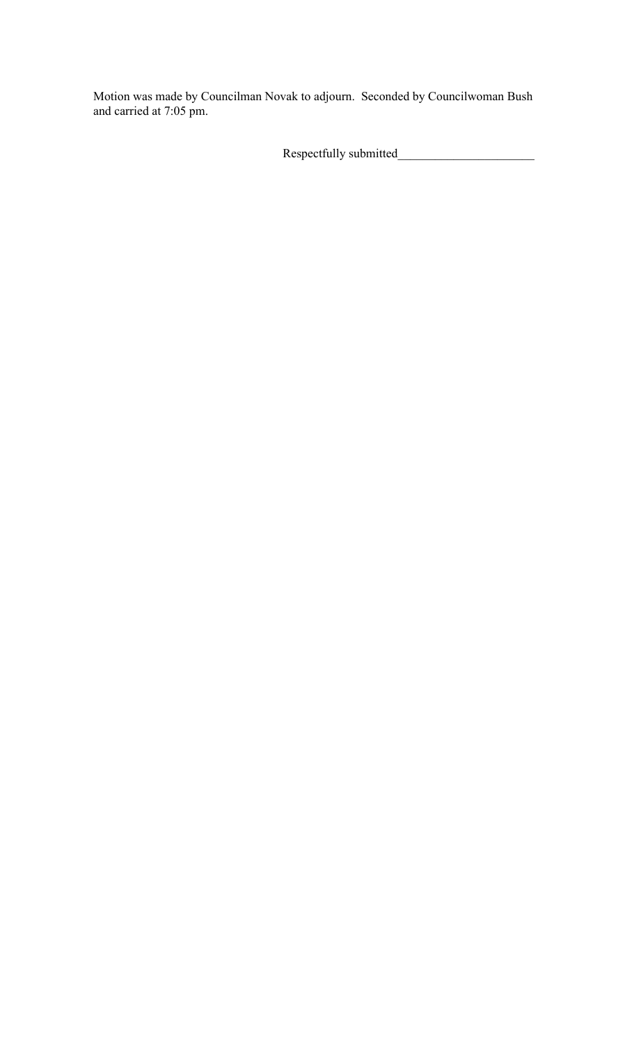Motion was made by Councilman Novak to adjourn. Seconded by Councilwoman Bush and carried at 7:05 pm.

Respectfully submitted______________________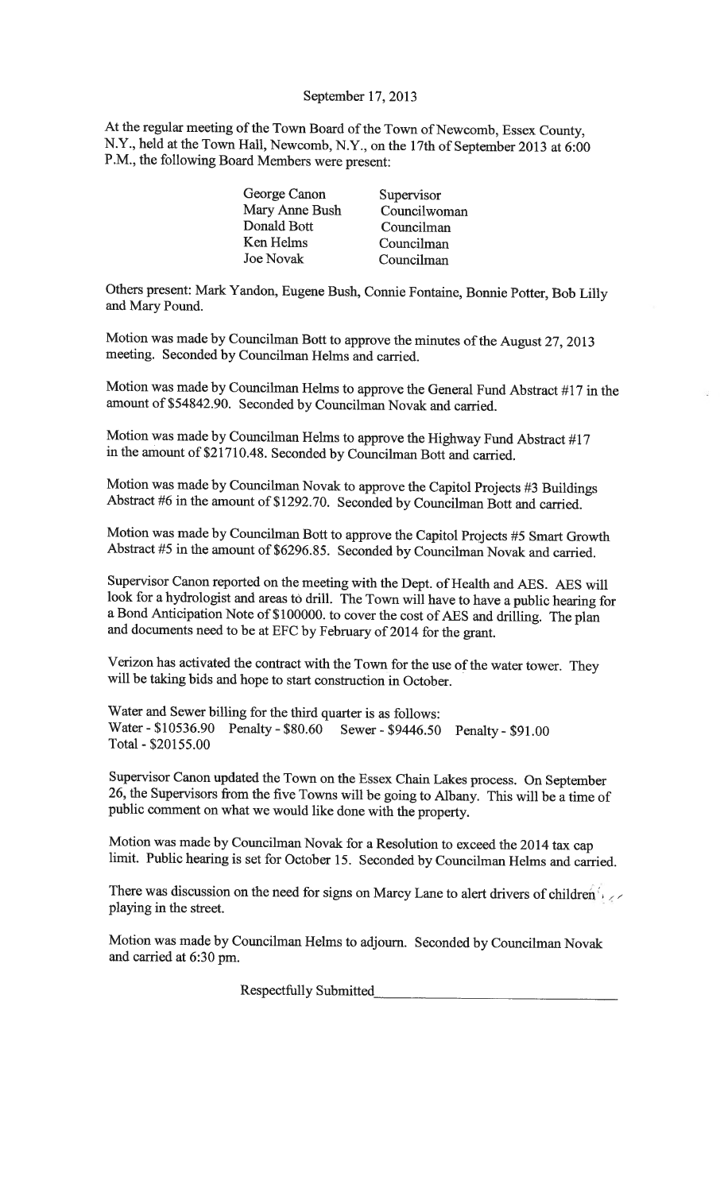September 17, 2013

At the regular meeting of the Town Board of the Town of Newcomb, Essex County, N.Y., held at the Town Hall, Newcomb, N.Y., on the 17th of September 2013 at 6:00 P.M., the following Board Members were present:

| | |
|---|---|
| George Canon | Supervisor |
| Mary Anne Bush | Councilwoman |
| Donald Bott | Councilman |
| Ken Helms | Councilman |
| Joe Novak | Councilman |

Others present: Mark Yandon, Eugene Bush, Connie Fontaine, Bonnie Potter, Bob Lilly and Mary Pound.

Motion was made by Councilman Bott to approve the minutes of the August 27, 2013 meeting. Seconded by Councilman Helms and carried.

Motion was made by Councilman Helms to approve the General Fund Abstract #17 in the amount of $54842.90. Seconded by Councilman Novak and carried.

Motion was made by Councilman Helms to approve the Highway Fund Abstract #17 in the amount of $21710.48. Seconded by Councilman Bott and carried.

Motion was made by Councilman Novak to approve the Capitol Projects #3 Buildings Abstract #6 in the amount of $1292.70. Seconded by Councilman Bott and carried.

Motion was made by Councilman Bott to approve the Capitol Projects #5 Smart Growth Abstract #5 in the amount of $6296.85. Seconded by Councilman Novak and carried.

Supervisor Canon reported on the meeting with the Dept. of Health and AES. AES will look for a hydrologist and areas to drill. The Town will have to have a public hearing for a Bond Anticipation Note of $100000. to cover the cost of AES and drilling. The plan and documents need to be at EFC by February of 2014 for the grant.

Verizon has activated the contract with the Town for the use of the water tower. They will be taking bids and hope to start construction in October.

Water and Sewer billing for the third quarter is as follows:
Water - $10536.90 Penalty - $80.60 Sewer - $9446.50 Penalty - $91.00
Total - $20155.00

Supervisor Canon updated the Town on the Essex Chain Lakes process. On September 26, the Supervisors from the five Towns will be going to Albany. This will be a time of public comment on what we would like done with the property.

Motion was made by Councilman Novak for a Resolution to exceed the 2014 tax cap limit. Public hearing is set for October 15. Seconded by Councilman Helms and carried.

There was discussion on the need for signs on Marcy Lane to alert drivers of children playing in the street.

Motion was made by Councilman Helms to adjourn. Seconded by Councilman Novak and carried at 6:30 pm.

Respectfully Submitted_______________________________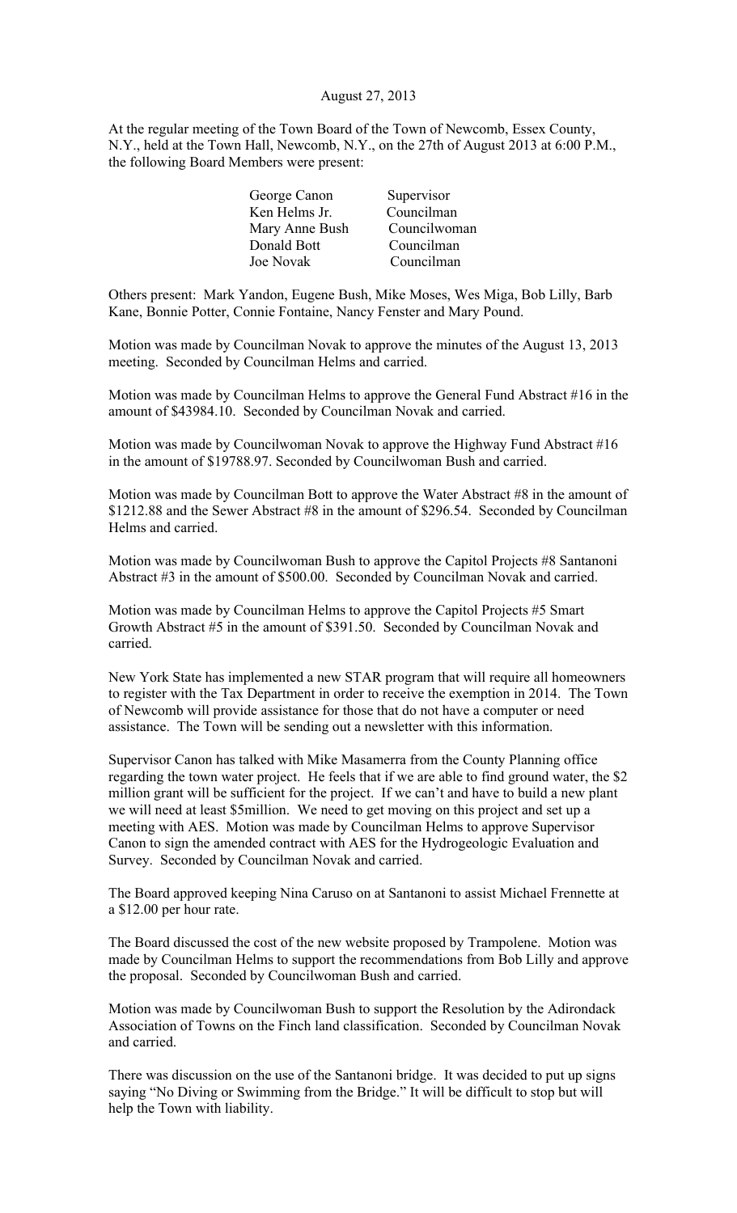August 27, 2013

At the regular meeting of the Town Board of the Town of Newcomb, Essex County, N.Y., held at the Town Hall, Newcomb, N.Y., on the 27th of August 2013 at 6:00 P.M., the following Board Members were present:

| | |
|---|---|
| George Canon | Supervisor |
| Ken Helms Jr. | Councilman |
| Mary Anne Bush | Councilwoman |
| Donald Bott | Councilman |
| Joe Novak | Councilman |

Others present: Mark Yandon, Eugene Bush, Mike Moses, Wes Miga, Bob Lilly, Barb Kane, Bonnie Potter, Connie Fontaine, Nancy Fenster and Mary Pound.

Motion was made by Councilman Novak to approve the minutes of the August 13, 2013 meeting. Seconded by Councilman Helms and carried.

Motion was made by Councilman Helms to approve the General Fund Abstract #16 in the amount of $43984.10. Seconded by Councilman Novak and carried.

Motion was made by Councilwoman Novak to approve the Highway Fund Abstract #16 in the amount of $19788.97. Seconded by Councilwoman Bush and carried.

Motion was made by Councilman Bott to approve the Water Abstract #8 in the amount of $1212.88 and the Sewer Abstract #8 in the amount of $296.54. Seconded by Councilman Helms and carried.

Motion was made by Councilwoman Bush to approve the Capitol Projects #8 Santanoni Abstract #3 in the amount of $500.00. Seconded by Councilman Novak and carried.

Motion was made by Councilman Helms to approve the Capitol Projects #5 Smart Growth Abstract #5 in the amount of $391.50. Seconded by Councilman Novak and carried.

New York State has implemented a new STAR program that will require all homeowners to register with the Tax Department in order to receive the exemption in 2014. The Town of Newcomb will provide assistance for those that do not have a computer or need assistance. The Town will be sending out a newsletter with this information.

Supervisor Canon has talked with Mike Masamerra from the County Planning office regarding the town water project. He feels that if we are able to find ground water, the $2 million grant will be sufficient for the project. If we can't and have to build a new plant we will need at least $5million. We need to get moving on this project and set up a meeting with AES. Motion was made by Councilman Helms to approve Supervisor Canon to sign the amended contract with AES for the Hydrogeologic Evaluation and Survey. Seconded by Councilman Novak and carried.

The Board approved keeping Nina Caruso on at Santanoni to assist Michael Frennette at a $12.00 per hour rate.

The Board discussed the cost of the new website proposed by Trampolene. Motion was made by Councilman Helms to support the recommendations from Bob Lilly and approve the proposal. Seconded by Councilwoman Bush and carried.

Motion was made by Councilwoman Bush to support the Resolution by the Adirondack Association of Towns on the Finch land classification. Seconded by Councilman Novak and carried.

There was discussion on the use of the Santanoni bridge. It was decided to put up signs saying "No Diving or Swimming from the Bridge." It will be difficult to stop but will help the Town with liability.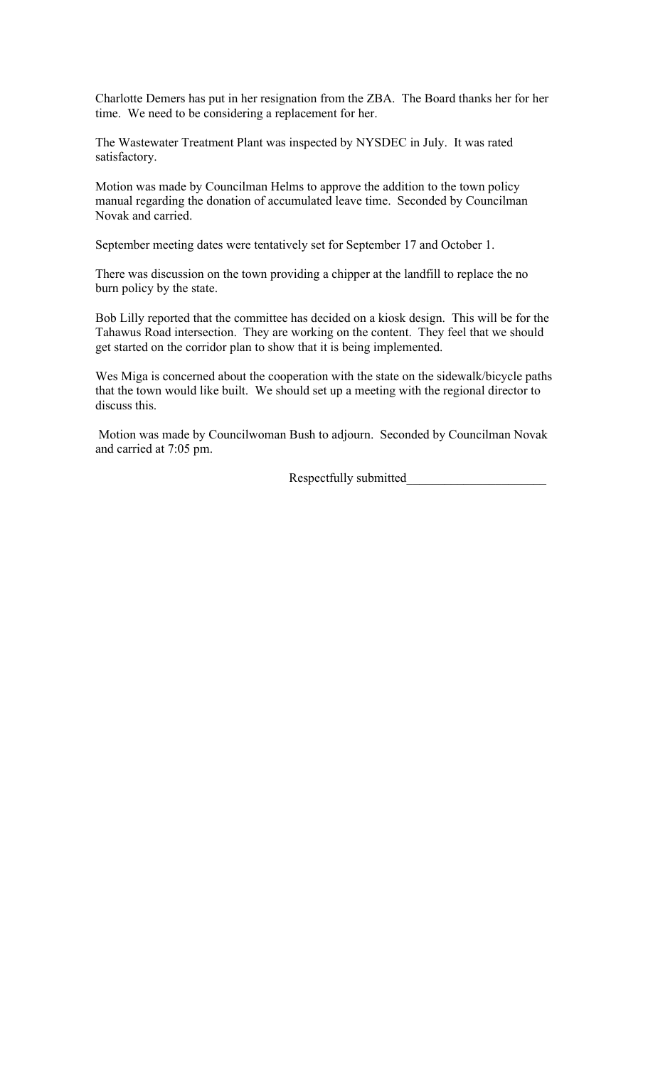Charlotte Demers has put in her resignation from the ZBA. The Board thanks her for her time. We need to be considering a replacement for her.

The Wastewater Treatment Plant was inspected by NYSDEC in July. It was rated satisfactory.

Motion was made by Councilman Helms to approve the addition to the town policy manual regarding the donation of accumulated leave time. Seconded by Councilman Novak and carried.

September meeting dates were tentatively set for September 17 and October 1.

There was discussion on the town providing a chipper at the landfill to replace the no burn policy by the state.

Bob Lilly reported that the committee has decided on a kiosk design. This will be for the Tahawus Road intersection. They are working on the content. They feel that we should get started on the corridor plan to show that it is being implemented.

Wes Miga is concerned about the cooperation with the state on the sidewalk/bicycle paths that the town would like built. We should set up a meeting with the regional director to discuss this.

Motion was made by Councilwoman Bush to adjourn. Seconded by Councilman Novak and carried at 7:05 pm.

Respectfully submitted______________________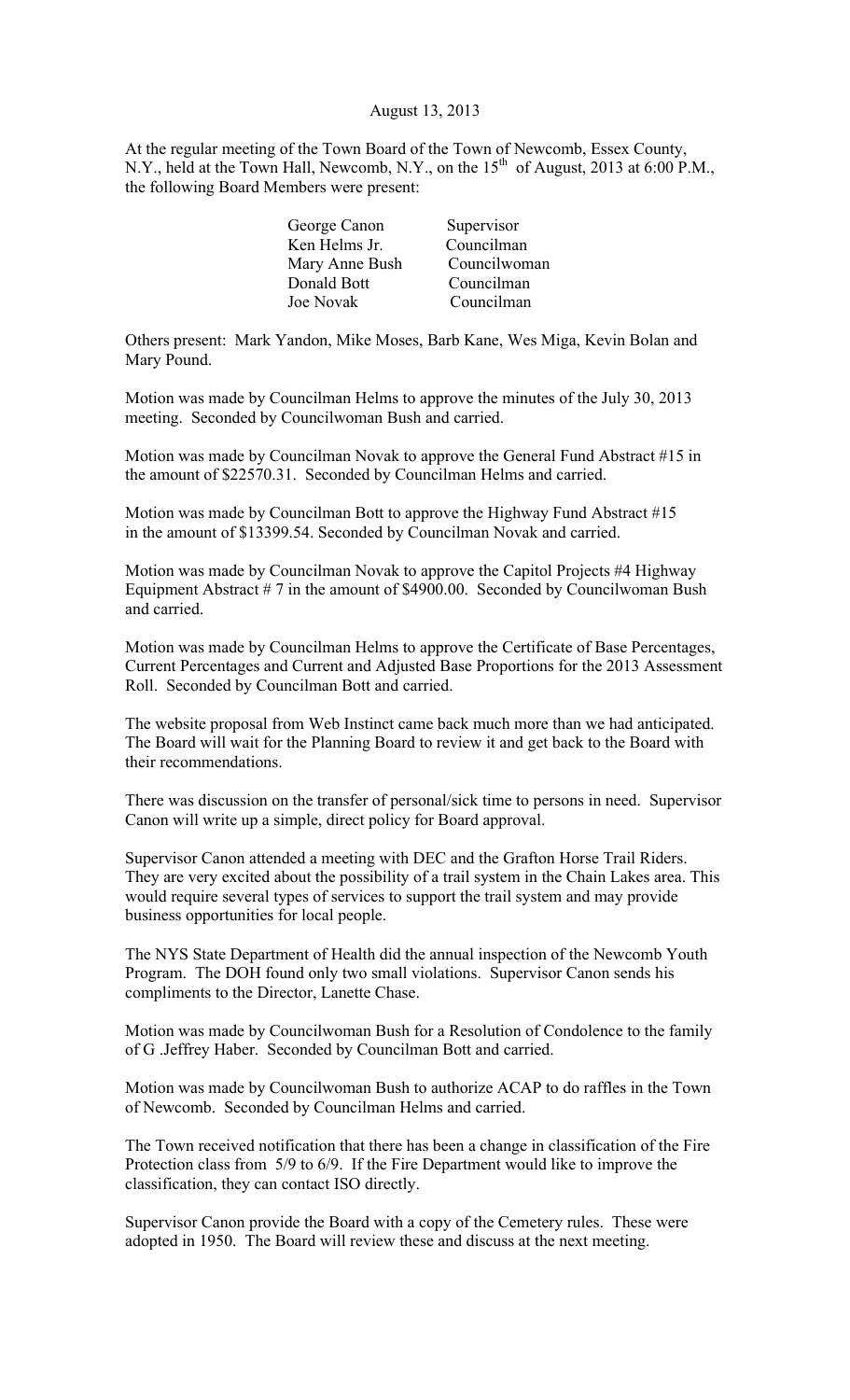August 13, 2013

At the regular meeting of the Town Board of the Town of Newcomb, Essex County, N.Y., held at the Town Hall, Newcomb, N.Y., on the 15th of August, 2013 at 6:00 P.M., the following Board Members were present:

| | |
|---|---|
| George Canon | Supervisor |
| Ken Helms Jr. | Councilman |
| Mary Anne Bush | Councilwoman |
| Donald Bott | Councilman |
| Joe Novak | Councilman |

Others present: Mark Yandon, Mike Moses, Barb Kane, Wes Miga, Kevin Bolan and Mary Pound.

Motion was made by Councilman Helms to approve the minutes of the July 30, 2013 meeting. Seconded by Councilwoman Bush and carried.

Motion was made by Councilman Novak to approve the General Fund Abstract #15 in the amount of $22570.31. Seconded by Councilman Helms and carried.

Motion was made by Councilman Bott to approve the Highway Fund Abstract #15 in the amount of $13399.54. Seconded by Councilman Novak and carried.

Motion was made by Councilman Novak to approve the Capitol Projects #4 Highway Equipment Abstract # 7 in the amount of $4900.00. Seconded by Councilwoman Bush and carried.

Motion was made by Councilman Helms to approve the Certificate of Base Percentages, Current Percentages and Current and Adjusted Base Proportions for the 2013 Assessment Roll. Seconded by Councilman Bott and carried.

The website proposal from Web Instinct came back much more than we had anticipated. The Board will wait for the Planning Board to review it and get back to the Board with their recommendations.

There was discussion on the transfer of personal/sick time to persons in need. Supervisor Canon will write up a simple, direct policy for Board approval.

Supervisor Canon attended a meeting with DEC and the Grafton Horse Trail Riders. They are very excited about the possibility of a trail system in the Chain Lakes area. This would require several types of services to support the trail system and may provide business opportunities for local people.

The NYS State Department of Health did the annual inspection of the Newcomb Youth Program. The DOH found only two small violations. Supervisor Canon sends his compliments to the Director, Lanette Chase.

Motion was made by Councilwoman Bush for a Resolution of Condolence to the family of G .Jeffrey Haber. Seconded by Councilman Bott and carried.

Motion was made by Councilwoman Bush to authorize ACAP to do raffles in the Town of Newcomb. Seconded by Councilman Helms and carried.

The Town received notification that there has been a change in classification of the Fire Protection class from 5/9 to 6/9. If the Fire Department would like to improve the classification, they can contact ISO directly.

Supervisor Canon provide the Board with a copy of the Cemetery rules. These were adopted in 1950. The Board will review these and discuss at the next meeting.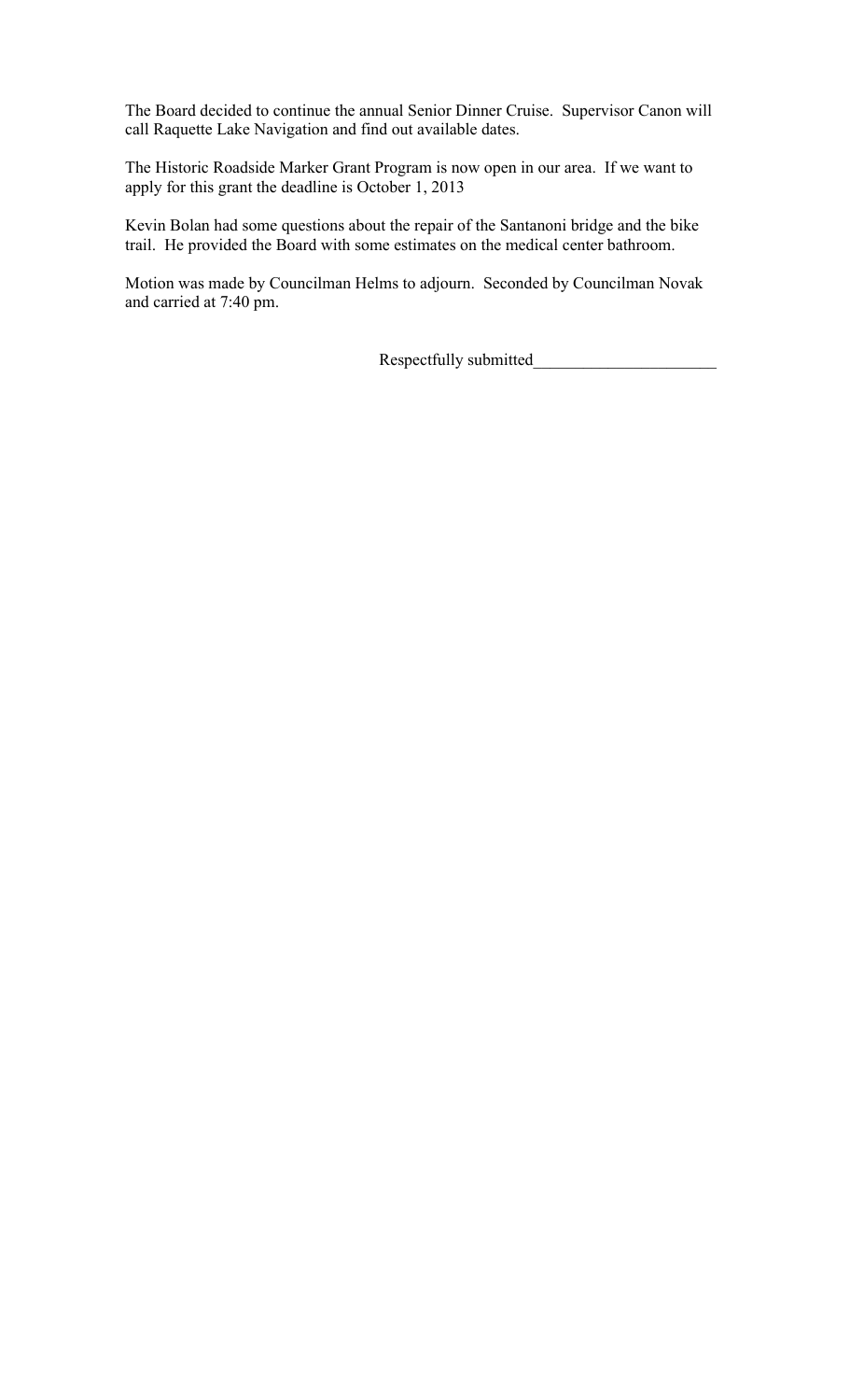The Board decided to continue the annual Senior Dinner Cruise. Supervisor Canon will call Raquette Lake Navigation and find out available dates.

The Historic Roadside Marker Grant Program is now open in our area. If we want to apply for this grant the deadline is October 1, 2013

Kevin Bolan had some questions about the repair of the Santanoni bridge and the bike trail. He provided the Board with some estimates on the medical center bathroom.

Motion was made by Councilman Helms to adjourn. Seconded by Councilman Novak and carried at 7:40 pm.

Respectfully submitted______________________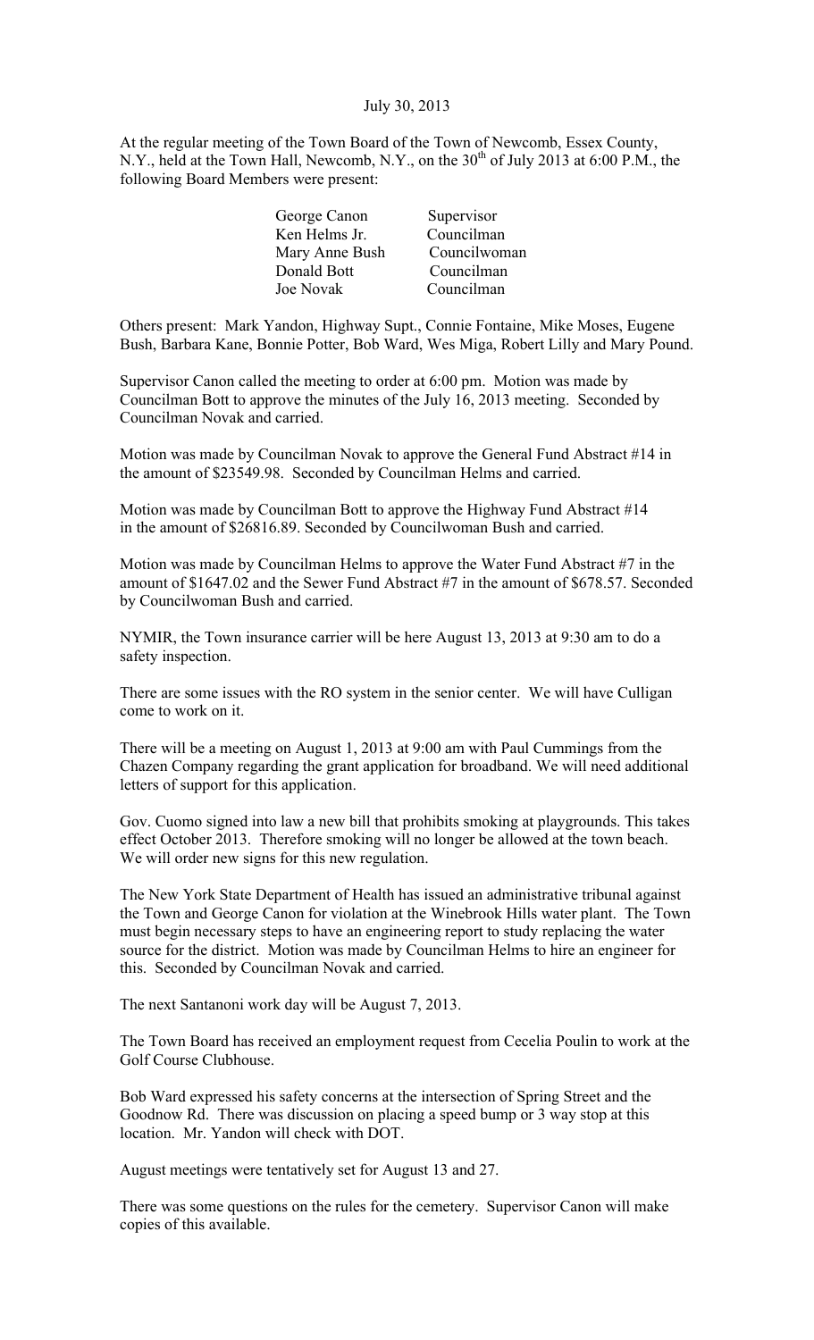July 30, 2013

At the regular meeting of the Town Board of the Town of Newcomb, Essex County, N.Y., held at the Town Hall, Newcomb, N.Y., on the 30th of July 2013 at 6:00 P.M., the following Board Members were present:

| | |
|---|---|
| George Canon | Supervisor |
| Ken Helms Jr. | Councilman |
| Mary Anne Bush | Councilwoman |
| Donald Bott | Councilman |
| Joe Novak | Councilman |

Others present: Mark Yandon, Highway Supt., Connie Fontaine, Mike Moses, Eugene Bush, Barbara Kane, Bonnie Potter, Bob Ward, Wes Miga, Robert Lilly and Mary Pound.

Supervisor Canon called the meeting to order at 6:00 pm. Motion was made by Councilman Bott to approve the minutes of the July 16, 2013 meeting. Seconded by Councilman Novak and carried.

Motion was made by Councilman Novak to approve the General Fund Abstract #14 in the amount of $23549.98. Seconded by Councilman Helms and carried.

Motion was made by Councilman Bott to approve the Highway Fund Abstract #14 in the amount of $26816.89. Seconded by Councilwoman Bush and carried.

Motion was made by Councilman Helms to approve the Water Fund Abstract #7 in the amount of $1647.02 and the Sewer Fund Abstract #7 in the amount of $678.57. Seconded by Councilwoman Bush and carried.

NYMIR, the Town insurance carrier will be here August 13, 2013 at 9:30 am to do a safety inspection.

There are some issues with the RO system in the senior center. We will have Culligan come to work on it.

There will be a meeting on August 1, 2013 at 9:00 am with Paul Cummings from the Chazen Company regarding the grant application for broadband. We will need additional letters of support for this application.

Gov. Cuomo signed into law a new bill that prohibits smoking at playgrounds. This takes effect October 2013. Therefore smoking will no longer be allowed at the town beach. We will order new signs for this new regulation.

The New York State Department of Health has issued an administrative tribunal against the Town and George Canon for violation at the Winebrook Hills water plant. The Town must begin necessary steps to have an engineering report to study replacing the water source for the district. Motion was made by Councilman Helms to hire an engineer for this. Seconded by Councilman Novak and carried.

The next Santanoni work day will be August 7, 2013.

The Town Board has received an employment request from Cecelia Poulin to work at the Golf Course Clubhouse.

Bob Ward expressed his safety concerns at the intersection of Spring Street and the Goodnow Rd. There was discussion on placing a speed bump or 3 way stop at this location. Mr. Yandon will check with DOT.

August meetings were tentatively set for August 13 and 27.

There was some questions on the rules for the cemetery. Supervisor Canon will make copies of this available.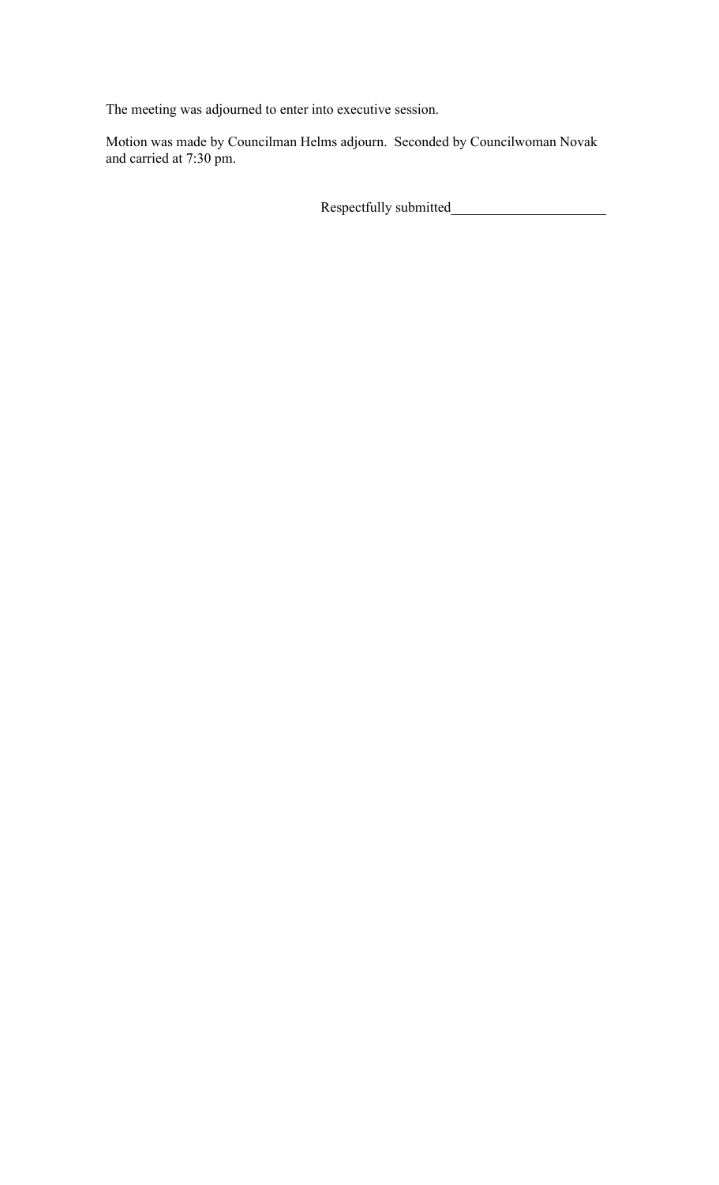The meeting was adjourned to enter into executive session.

Motion was made by Councilman Helms adjourn. Seconded by Councilwoman Novak and carried at 7:30 pm.

Respectfully submitted______________________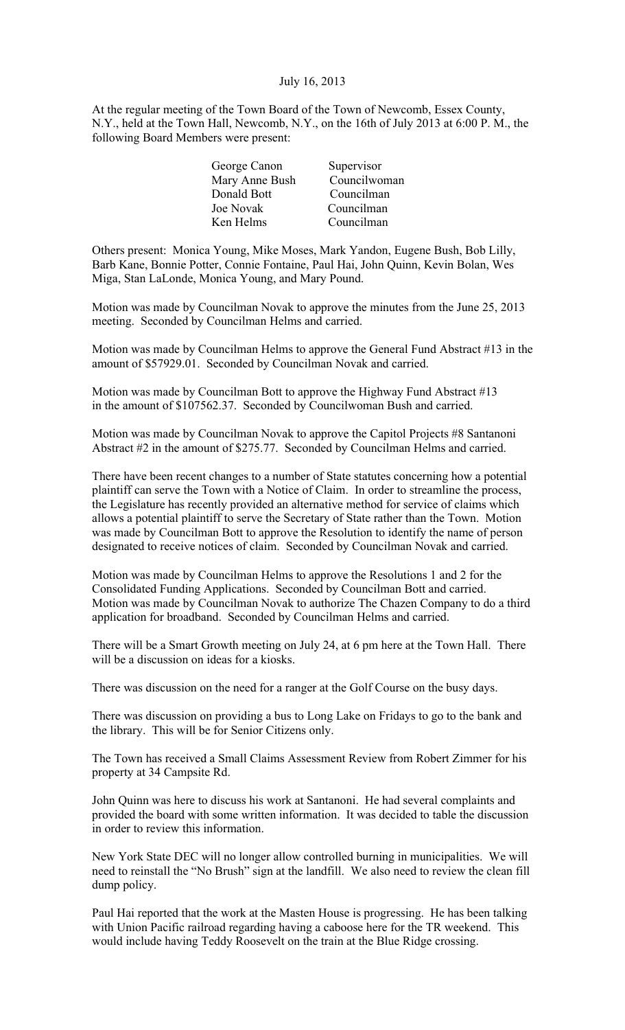July 16, 2013

At the regular meeting of the Town Board of the Town of Newcomb, Essex County, N.Y., held at the Town Hall, Newcomb, N.Y., on the 16th of July 2013 at 6:00 P. M., the following Board Members were present:

| | |
|---|---|
| George Canon | Supervisor |
| Mary Anne Bush | Councilwoman |
| Donald Bott | Councilman |
| Joe Novak | Councilman |
| Ken Helms | Councilman |

Others present: Monica Young, Mike Moses, Mark Yandon, Eugene Bush, Bob Lilly, Barb Kane, Bonnie Potter, Connie Fontaine, Paul Hai, John Quinn, Kevin Bolan, Wes Miga, Stan LaLonde, Monica Young, and Mary Pound.

Motion was made by Councilman Novak to approve the minutes from the June 25, 2013 meeting. Seconded by Councilman Helms and carried.

Motion was made by Councilman Helms to approve the General Fund Abstract #13 in the amount of $57929.01. Seconded by Councilman Novak and carried.

Motion was made by Councilman Bott to approve the Highway Fund Abstract #13 in the amount of $107562.37. Seconded by Councilwoman Bush and carried.

Motion was made by Councilman Novak to approve the Capitol Projects #8 Santanoni Abstract #2 in the amount of $275.77. Seconded by Councilman Helms and carried.

There have been recent changes to a number of State statutes concerning how a potential plaintiff can serve the Town with a Notice of Claim. In order to streamline the process, the Legislature has recently provided an alternative method for service of claims which allows a potential plaintiff to serve the Secretary of State rather than the Town. Motion was made by Councilman Bott to approve the Resolution to identify the name of person designated to receive notices of claim. Seconded by Councilman Novak and carried.

Motion was made by Councilman Helms to approve the Resolutions 1 and 2 for the Consolidated Funding Applications. Seconded by Councilman Bott and carried. Motion was made by Councilman Novak to authorize The Chazen Company to do a third application for broadband. Seconded by Councilman Helms and carried.

There will be a Smart Growth meeting on July 24, at 6 pm here at the Town Hall. There will be a discussion on ideas for a kiosks.

There was discussion on the need for a ranger at the Golf Course on the busy days.

There was discussion on providing a bus to Long Lake on Fridays to go to the bank and the library. This will be for Senior Citizens only.

The Town has received a Small Claims Assessment Review from Robert Zimmer for his property at 34 Campsite Rd.

John Quinn was here to discuss his work at Santanoni. He had several complaints and provided the board with some written information. It was decided to table the discussion in order to review this information.

New York State DEC will no longer allow controlled burning in municipalities. We will need to reinstall the "No Brush" sign at the landfill. We also need to review the clean fill dump policy.

Paul Hai reported that the work at the Masten House is progressing. He has been talking with Union Pacific railroad regarding having a caboose here for the TR weekend. This would include having Teddy Roosevelt on the train at the Blue Ridge crossing.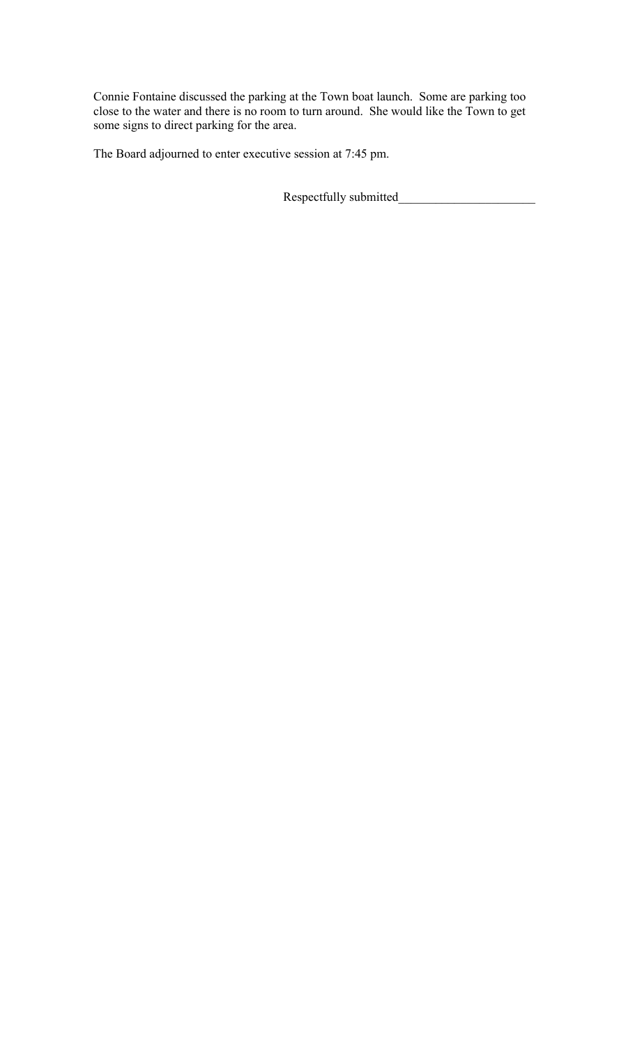Connie Fontaine discussed the parking at the Town boat launch. Some are parking too close to the water and there is no room to turn around. She would like the Town to get some signs to direct parking for the area.

The Board adjourned to enter executive session at 7:45 pm.

Respectfully submitted______________________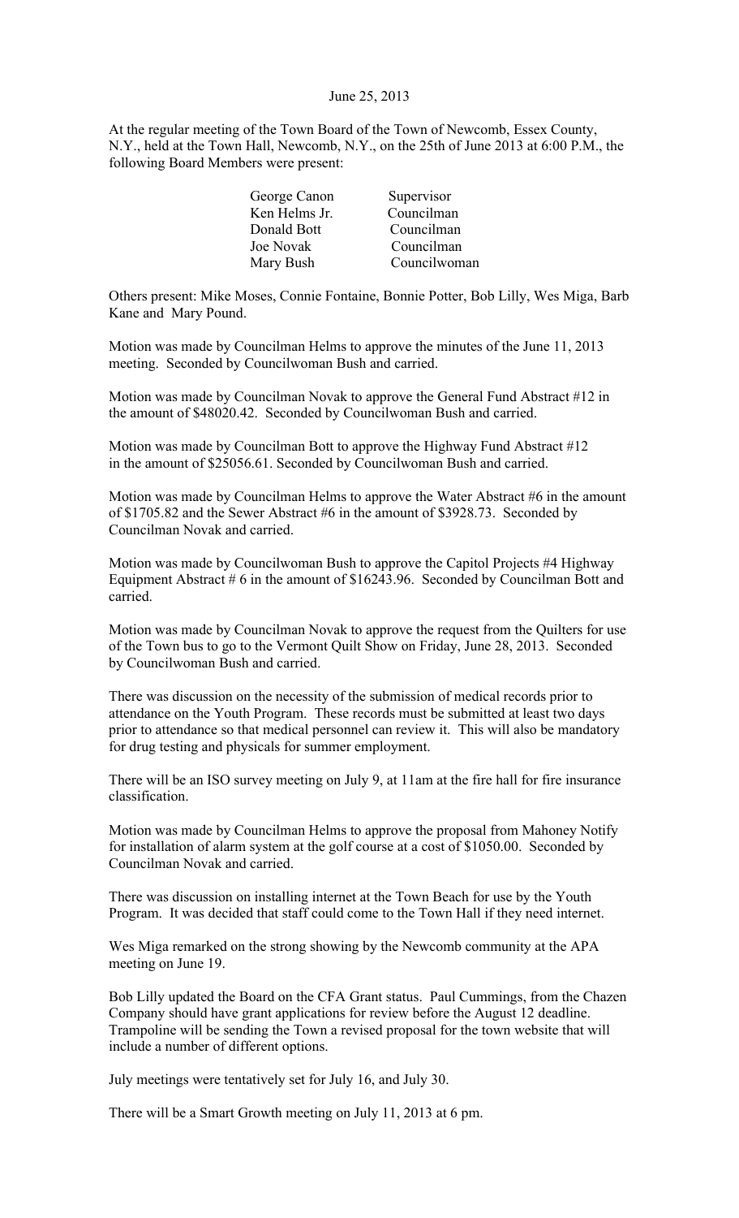June 25, 2013

At the regular meeting of the Town Board of the Town of Newcomb, Essex County, N.Y., held at the Town Hall, Newcomb, N.Y., on the 25th of June 2013 at 6:00 P.M., the following Board Members were present:

| | |
|---|---|
| George Canon | Supervisor |
| Ken Helms Jr. | Councilman |
| Donald Bott | Councilman |
| Joe Novak | Councilman |
| Mary Bush | Councilwoman |

Others present: Mike Moses, Connie Fontaine, Bonnie Potter, Bob Lilly, Wes Miga, Barb Kane and Mary Pound.

Motion was made by Councilman Helms to approve the minutes of the June 11, 2013 meeting. Seconded by Councilwoman Bush and carried.

Motion was made by Councilman Novak to approve the General Fund Abstract #12 in the amount of $48020.42. Seconded by Councilwoman Bush and carried.

Motion was made by Councilman Bott to approve the Highway Fund Abstract #12 in the amount of $25056.61. Seconded by Councilwoman Bush and carried.

Motion was made by Councilman Helms to approve the Water Abstract #6 in the amount of $1705.82 and the Sewer Abstract #6 in the amount of $3928.73. Seconded by Councilman Novak and carried.

Motion was made by Councilwoman Bush to approve the Capitol Projects #4 Highway Equipment Abstract # 6 in the amount of $16243.96. Seconded by Councilman Bott and carried.

Motion was made by Councilman Novak to approve the request from the Quilters for use of the Town bus to go to the Vermont Quilt Show on Friday, June 28, 2013. Seconded by Councilwoman Bush and carried.

There was discussion on the necessity of the submission of medical records prior to attendance on the Youth Program. These records must be submitted at least two days prior to attendance so that medical personnel can review it. This will also be mandatory for drug testing and physicals for summer employment.

There will be an ISO survey meeting on July 9, at 11am at the fire hall for fire insurance classification.

Motion was made by Councilman Helms to approve the proposal from Mahoney Notify for installation of alarm system at the golf course at a cost of $1050.00. Seconded by Councilman Novak and carried.

There was discussion on installing internet at the Town Beach for use by the Youth Program. It was decided that staff could come to the Town Hall if they need internet.

Wes Miga remarked on the strong showing by the Newcomb community at the APA meeting on June 19.

Bob Lilly updated the Board on the CFA Grant status. Paul Cummings, from the Chazen Company should have grant applications for review before the August 12 deadline. Trampoline will be sending the Town a revised proposal for the town website that will include a number of different options.

July meetings were tentatively set for July 16, and July 30.

There will be a Smart Growth meeting on July 11, 2013 at 6 pm.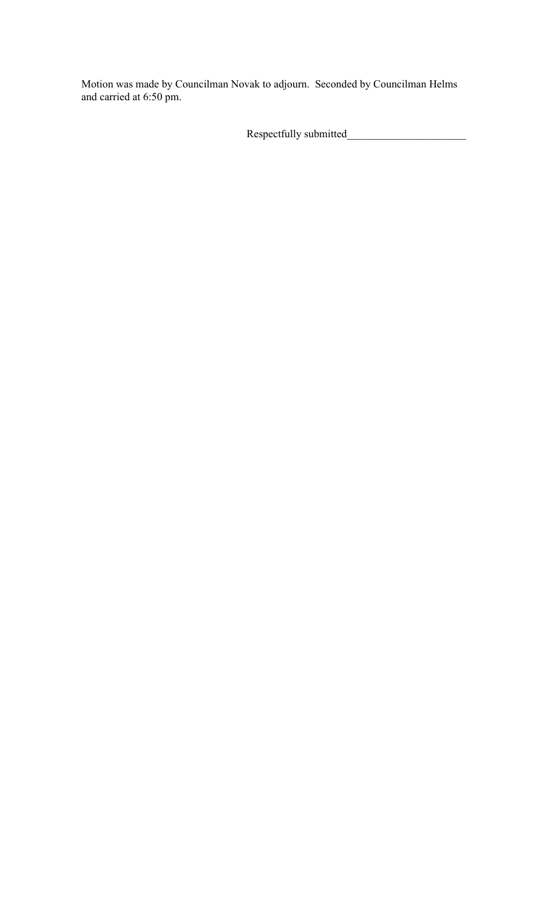Motion was made by Councilman Novak to adjourn. Seconded by Councilman Helms and carried at 6:50 pm.

Respectfully submitted______________________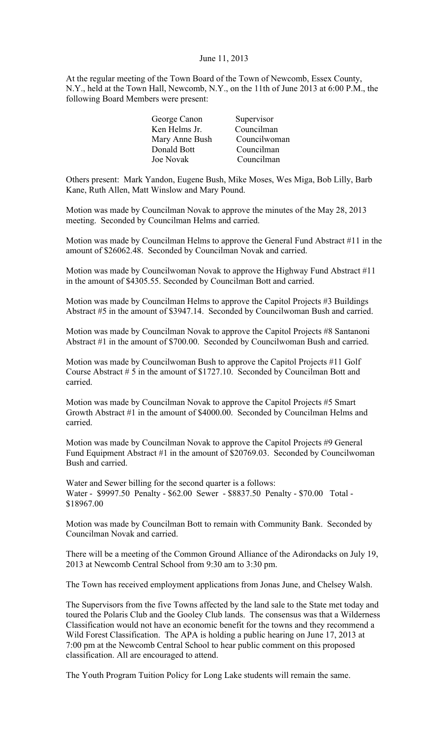June 11, 2013

At the regular meeting of the Town Board of the Town of Newcomb, Essex County, N.Y., held at the Town Hall, Newcomb, N.Y., on the 11th of June 2013 at 6:00 P.M., the following Board Members were present:

| | |
|---|---|
| George Canon | Supervisor |
| Ken Helms Jr. | Councilman |
| Mary Anne Bush | Councilwoman |
| Donald Bott | Councilman |
| Joe Novak | Councilman |

Others present: Mark Yandon, Eugene Bush, Mike Moses, Wes Miga, Bob Lilly, Barb Kane, Ruth Allen, Matt Winslow and Mary Pound.

Motion was made by Councilman Novak to approve the minutes of the May 28, 2013 meeting. Seconded by Councilman Helms and carried.

Motion was made by Councilman Helms to approve the General Fund Abstract #11 in the amount of $26062.48. Seconded by Councilman Novak and carried.

Motion was made by Councilwoman Novak to approve the Highway Fund Abstract #11 in the amount of $4305.55. Seconded by Councilman Bott and carried.

Motion was made by Councilman Helms to approve the Capitol Projects #3 Buildings Abstract #5 in the amount of $3947.14. Seconded by Councilwoman Bush and carried.

Motion was made by Councilman Novak to approve the Capitol Projects #8 Santanoni Abstract #1 in the amount of $700.00. Seconded by Councilwoman Bush and carried.

Motion was made by Councilwoman Bush to approve the Capitol Projects #11 Golf Course Abstract # 5 in the amount of $1727.10. Seconded by Councilman Bott and carried.

Motion was made by Councilman Novak to approve the Capitol Projects #5 Smart Growth Abstract #1 in the amount of $4000.00. Seconded by Councilman Helms and carried.

Motion was made by Councilman Novak to approve the Capitol Projects #9 General Fund Equipment Abstract #1 in the amount of $20769.03. Seconded by Councilwoman Bush and carried.

Water and Sewer billing for the second quarter is a follows:
Water - $9997.50 Penalty - $62.00 Sewer - $8837.50 Penalty - $70.00 Total - $18967.00

Motion was made by Councilman Bott to remain with Community Bank. Seconded by Councilman Novak and carried.

There will be a meeting of the Common Ground Alliance of the Adirondacks on July 19, 2013 at Newcomb Central School from 9:30 am to 3:30 pm.

The Town has received employment applications from Jonas June, and Chelsey Walsh.

The Supervisors from the five Towns affected by the land sale to the State met today and toured the Polaris Club and the Gooley Club lands. The consensus was that a Wilderness Classification would not have an economic benefit for the towns and they recommend a Wild Forest Classification. The APA is holding a public hearing on June 17, 2013 at 7:00 pm at the Newcomb Central School to hear public comment on this proposed classification. All are encouraged to attend.

The Youth Program Tuition Policy for Long Lake students will remain the same.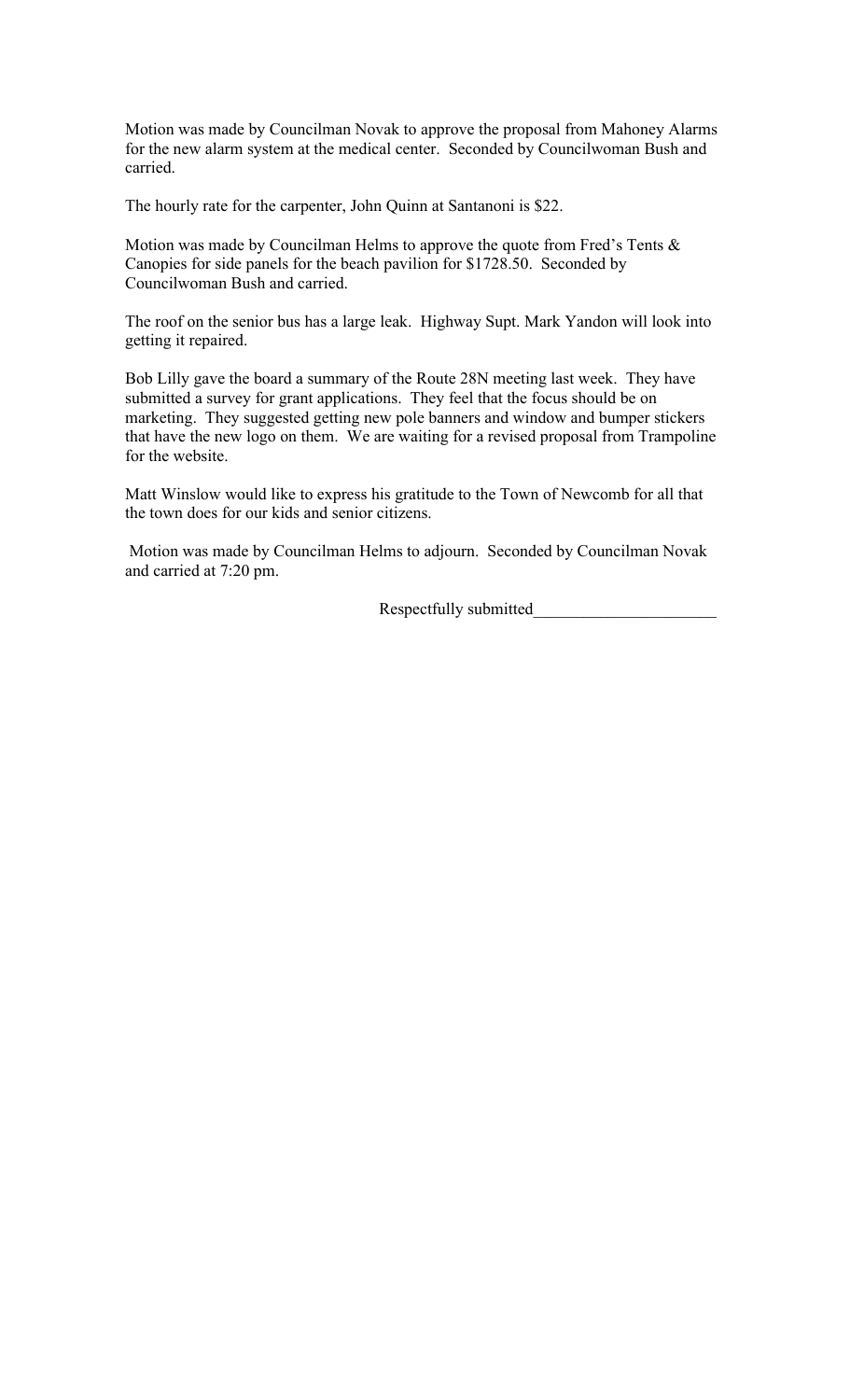Motion was made by Councilman Novak to approve the proposal from Mahoney Alarms for the new alarm system at the medical center. Seconded by Councilwoman Bush and carried.

The hourly rate for the carpenter, John Quinn at Santanoni is $22.

Motion was made by Councilman Helms to approve the quote from Fred's Tents & Canopies for side panels for the beach pavilion for $1728.50. Seconded by Councilwoman Bush and carried.

The roof on the senior bus has a large leak. Highway Supt. Mark Yandon will look into getting it repaired.

Bob Lilly gave the board a summary of the Route 28N meeting last week. They have submitted a survey for grant applications. They feel that the focus should be on marketing. They suggested getting new pole banners and window and bumper stickers that have the new logo on them. We are waiting for a revised proposal from Trampoline for the website.

Matt Winslow would like to express his gratitude to the Town of Newcomb for all that the town does for our kids and senior citizens.

Motion was made by Councilman Helms to adjourn. Seconded by Councilman Novak and carried at 7:20 pm.

Respectfully submitted______________________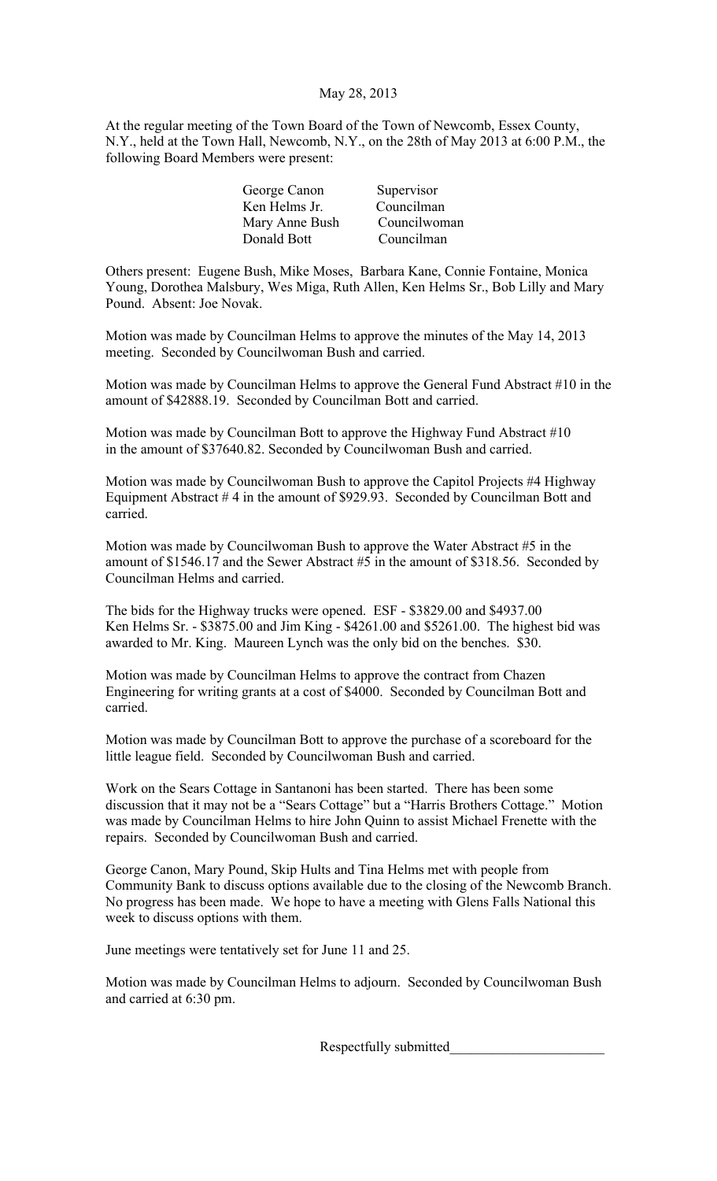May 28, 2013

At the regular meeting of the Town Board of the Town of Newcomb, Essex County, N.Y., held at the Town Hall, Newcomb, N.Y., on the 28th of May 2013 at 6:00 P.M., the following Board Members were present:

| | |
|---|---|
| George Canon | Supervisor |
| Ken Helms Jr. | Councilman |
| Mary Anne Bush | Councilwoman |
| Donald Bott | Councilman |

Others present: Eugene Bush, Mike Moses, Barbara Kane, Connie Fontaine, Monica Young, Dorothea Malsbury, Wes Miga, Ruth Allen, Ken Helms Sr., Bob Lilly and Mary Pound. Absent: Joe Novak.

Motion was made by Councilman Helms to approve the minutes of the May 14, 2013 meeting. Seconded by Councilwoman Bush and carried.

Motion was made by Councilman Helms to approve the General Fund Abstract #10 in the amount of $42888.19. Seconded by Councilman Bott and carried.

Motion was made by Councilman Bott to approve the Highway Fund Abstract #10 in the amount of $37640.82. Seconded by Councilwoman Bush and carried.

Motion was made by Councilwoman Bush to approve the Capitol Projects #4 Highway Equipment Abstract # 4 in the amount of $929.93. Seconded by Councilman Bott and carried.

Motion was made by Councilwoman Bush to approve the Water Abstract #5 in the amount of $1546.17 and the Sewer Abstract #5 in the amount of $318.56. Seconded by Councilman Helms and carried.

The bids for the Highway trucks were opened. ESF - $3829.00 and $4937.00 Ken Helms Sr. - $3875.00 and Jim King - $4261.00 and $5261.00. The highest bid was awarded to Mr. King. Maureen Lynch was the only bid on the benches. $30.

Motion was made by Councilman Helms to approve the contract from Chazen Engineering for writing grants at a cost of $4000. Seconded by Councilman Bott and carried.

Motion was made by Councilman Bott to approve the purchase of a scoreboard for the little league field. Seconded by Councilwoman Bush and carried.

Work on the Sears Cottage in Santanoni has been started. There has been some discussion that it may not be a "Sears Cottage" but a "Harris Brothers Cottage." Motion was made by Councilman Helms to hire John Quinn to assist Michael Frenette with the repairs. Seconded by Councilwoman Bush and carried.

George Canon, Mary Pound, Skip Hults and Tina Helms met with people from Community Bank to discuss options available due to the closing of the Newcomb Branch. No progress has been made. We hope to have a meeting with Glens Falls National this week to discuss options with them.

June meetings were tentatively set for June 11 and 25.

Motion was made by Councilman Helms to adjourn. Seconded by Councilwoman Bush and carried at 6:30 pm.

Respectfully submitted______________________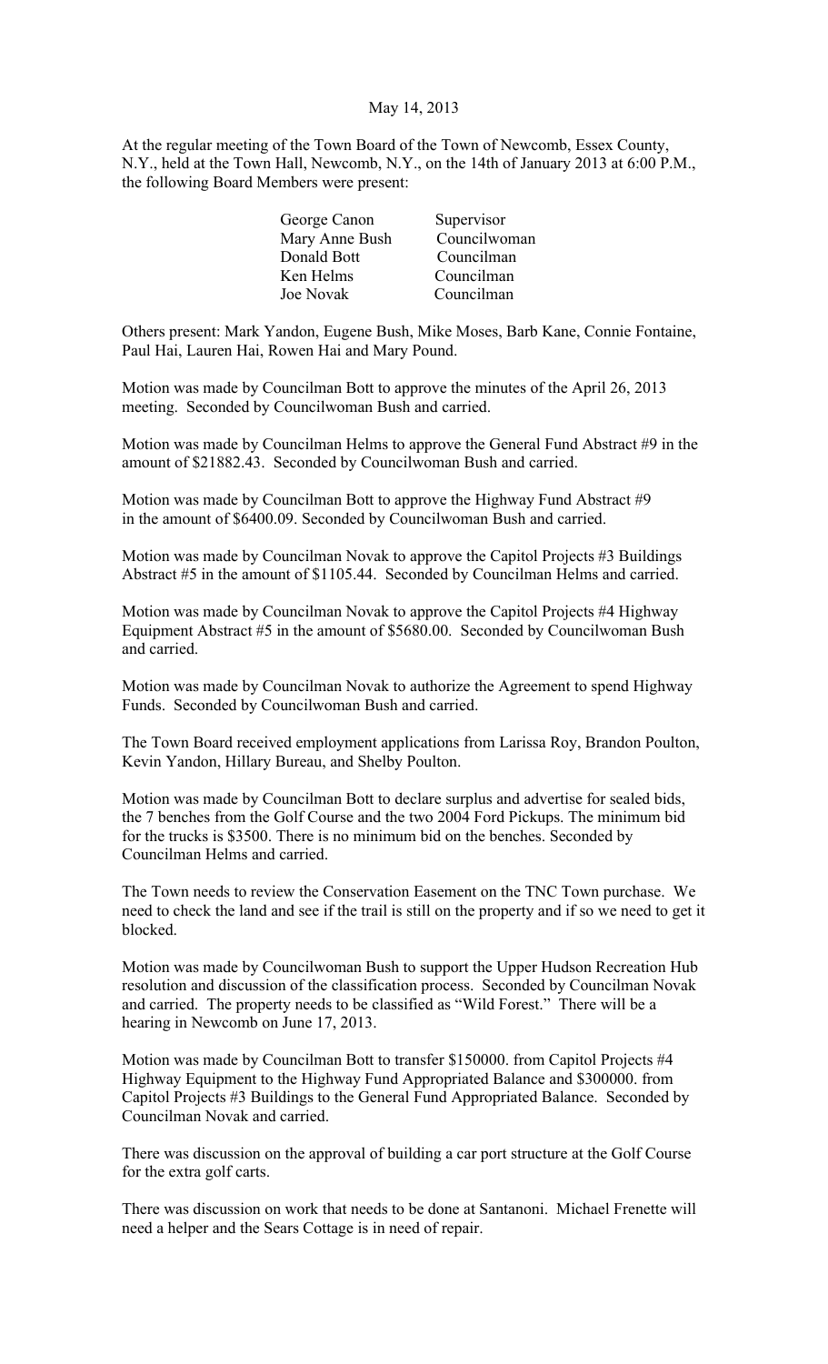May 14, 2013

At the regular meeting of the Town Board of the Town of Newcomb, Essex County, N.Y., held at the Town Hall, Newcomb, N.Y., on the 14th of January 2013 at 6:00 P.M., the following Board Members were present:

| | |
|---|---|
| George Canon | Supervisor |
| Mary Anne Bush | Councilwoman |
| Donald Bott | Councilman |
| Ken Helms | Councilman |
| Joe Novak | Councilman |

Others present: Mark Yandon, Eugene Bush, Mike Moses, Barb Kane, Connie Fontaine, Paul Hai, Lauren Hai, Rowen Hai and Mary Pound.

Motion was made by Councilman Bott to approve the minutes of the April 26, 2013 meeting. Seconded by Councilwoman Bush and carried.

Motion was made by Councilman Helms to approve the General Fund Abstract #9 in the amount of $21882.43. Seconded by Councilwoman Bush and carried.

Motion was made by Councilman Bott to approve the Highway Fund Abstract #9 in the amount of $6400.09. Seconded by Councilwoman Bush and carried.

Motion was made by Councilman Novak to approve the Capitol Projects #3 Buildings Abstract #5 in the amount of $1105.44. Seconded by Councilman Helms and carried.

Motion was made by Councilman Novak to approve the Capitol Projects #4 Highway Equipment Abstract #5 in the amount of $5680.00. Seconded by Councilwoman Bush and carried.

Motion was made by Councilman Novak to authorize the Agreement to spend Highway Funds. Seconded by Councilwoman Bush and carried.

The Town Board received employment applications from Larissa Roy, Brandon Poulton, Kevin Yandon, Hillary Bureau, and Shelby Poulton.

Motion was made by Councilman Bott to declare surplus and advertise for sealed bids, the 7 benches from the Golf Course and the two 2004 Ford Pickups. The minimum bid for the trucks is $3500. There is no minimum bid on the benches. Seconded by Councilman Helms and carried.

The Town needs to review the Conservation Easement on the TNC Town purchase. We need to check the land and see if the trail is still on the property and if so we need to get it blocked.

Motion was made by Councilwoman Bush to support the Upper Hudson Recreation Hub resolution and discussion of the classification process. Seconded by Councilman Novak and carried. The property needs to be classified as "Wild Forest." There will be a hearing in Newcomb on June 17, 2013.

Motion was made by Councilman Bott to transfer $150000. from Capitol Projects #4 Highway Equipment to the Highway Fund Appropriated Balance and $300000. from Capitol Projects #3 Buildings to the General Fund Appropriated Balance. Seconded by Councilman Novak and carried.

There was discussion on the approval of building a car port structure at the Golf Course for the extra golf carts.

There was discussion on work that needs to be done at Santanoni. Michael Frenette will need a helper and the Sears Cottage is in need of repair.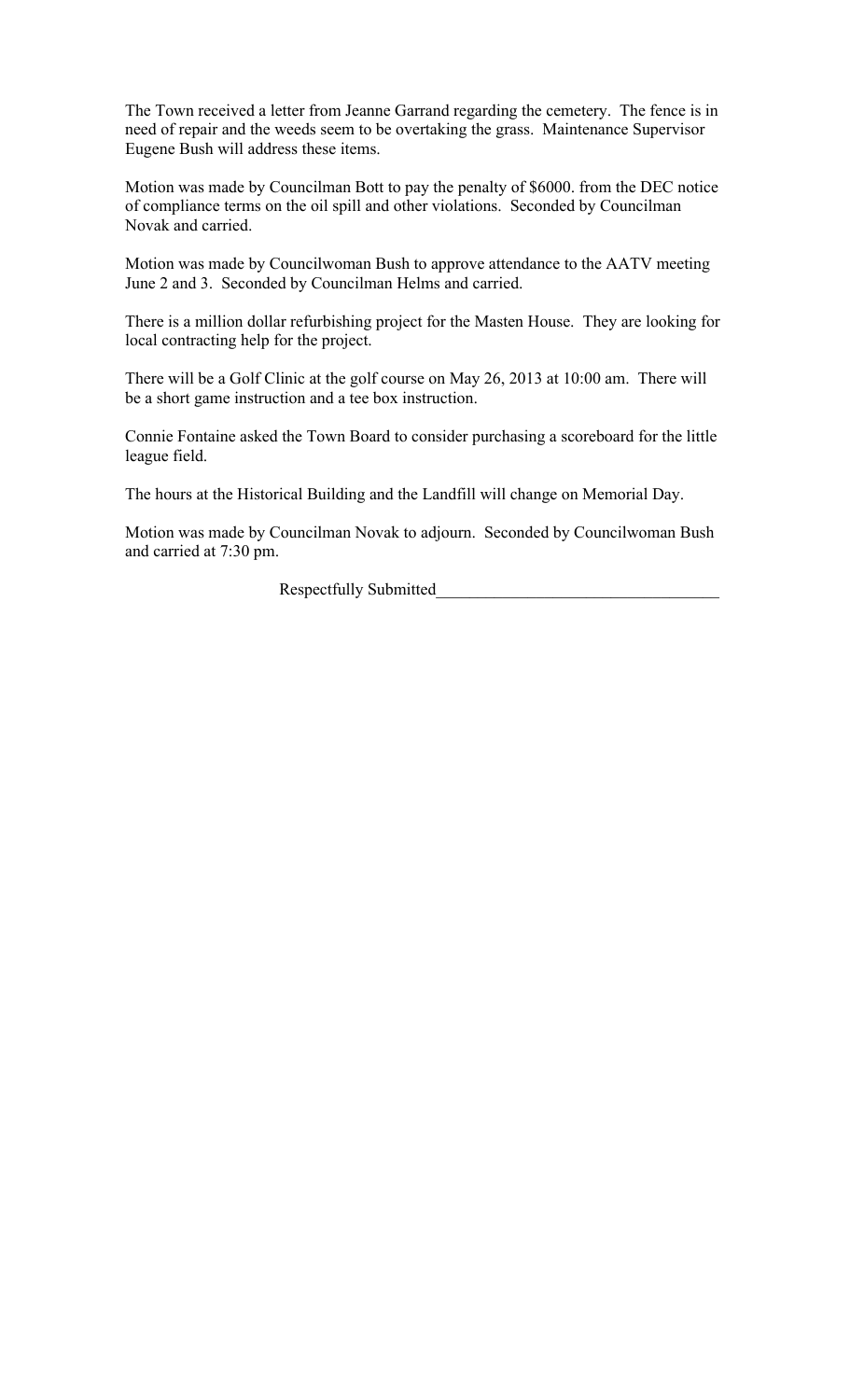The Town received a letter from Jeanne Garrand regarding the cemetery. The fence is in need of repair and the weeds seem to be overtaking the grass. Maintenance Supervisor Eugene Bush will address these items.

Motion was made by Councilman Bott to pay the penalty of $6000. from the DEC notice of compliance terms on the oil spill and other violations. Seconded by Councilman Novak and carried.

Motion was made by Councilwoman Bush to approve attendance to the AATV meeting June 2 and 3. Seconded by Councilman Helms and carried.

There is a million dollar refurbishing project for the Masten House. They are looking for local contracting help for the project.

There will be a Golf Clinic at the golf course on May 26, 2013 at 10:00 am. There will be a short game instruction and a tee box instruction.

Connie Fontaine asked the Town Board to consider purchasing a scoreboard for the little league field.

The hours at the Historical Building and the Landfill will change on Memorial Day.

Motion was made by Councilman Novak to adjourn. Seconded by Councilwoman Bush and carried at 7:30 pm.

Respectfully Submitted_________________________________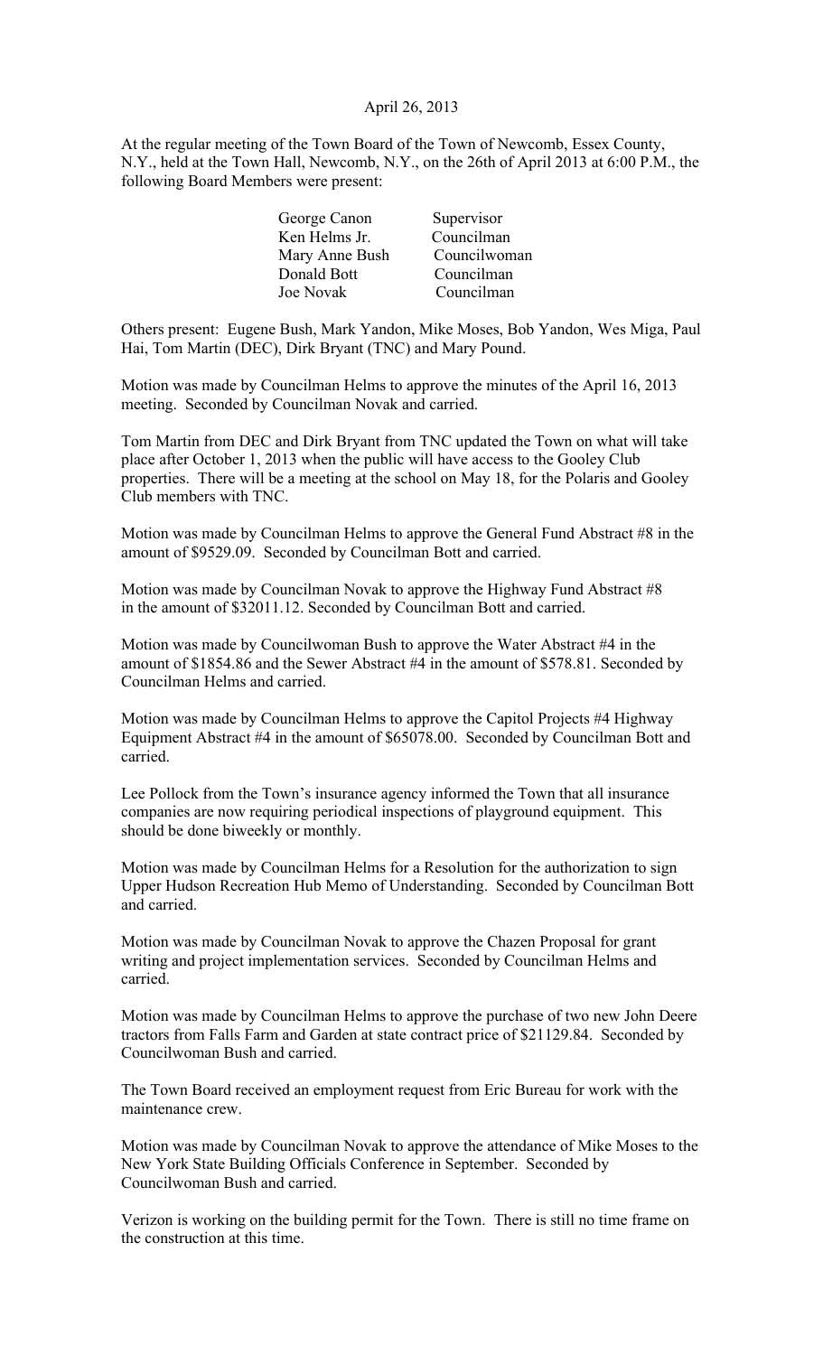April 26, 2013

At the regular meeting of the Town Board of the Town of Newcomb, Essex County, N.Y., held at the Town Hall, Newcomb, N.Y., on the 26th of April 2013 at 6:00 P.M., the following Board Members were present:

| | |
|---|---|
| George Canon | Supervisor |
| Ken Helms Jr. | Councilman |
| Mary Anne Bush | Councilwoman |
| Donald Bott | Councilman |
| Joe Novak | Councilman |

Others present: Eugene Bush, Mark Yandon, Mike Moses, Bob Yandon, Wes Miga, Paul Hai, Tom Martin (DEC), Dirk Bryant (TNC) and Mary Pound.

Motion was made by Councilman Helms to approve the minutes of the April 16, 2013 meeting. Seconded by Councilman Novak and carried.

Tom Martin from DEC and Dirk Bryant from TNC updated the Town on what will take place after October 1, 2013 when the public will have access to the Gooley Club properties. There will be a meeting at the school on May 18, for the Polaris and Gooley Club members with TNC.

Motion was made by Councilman Helms to approve the General Fund Abstract #8 in the amount of $9529.09. Seconded by Councilman Bott and carried.

Motion was made by Councilman Novak to approve the Highway Fund Abstract #8 in the amount of $32011.12. Seconded by Councilman Bott and carried.

Motion was made by Councilwoman Bush to approve the Water Abstract #4 in the amount of $1854.86 and the Sewer Abstract #4 in the amount of $578.81. Seconded by Councilman Helms and carried.

Motion was made by Councilman Helms to approve the Capitol Projects #4 Highway Equipment Abstract #4 in the amount of $65078.00. Seconded by Councilman Bott and carried.

Lee Pollock from the Town's insurance agency informed the Town that all insurance companies are now requiring periodical inspections of playground equipment. This should be done biweekly or monthly.

Motion was made by Councilman Helms for a Resolution for the authorization to sign Upper Hudson Recreation Hub Memo of Understanding. Seconded by Councilman Bott and carried.

Motion was made by Councilman Novak to approve the Chazen Proposal for grant writing and project implementation services. Seconded by Councilman Helms and carried.

Motion was made by Councilman Helms to approve the purchase of two new John Deere tractors from Falls Farm and Garden at state contract price of $21129.84. Seconded by Councilwoman Bush and carried.

The Town Board received an employment request from Eric Bureau for work with the maintenance crew.

Motion was made by Councilman Novak to approve the attendance of Mike Moses to the New York State Building Officials Conference in September. Seconded by Councilwoman Bush and carried.

Verizon is working on the building permit for the Town. There is still no time frame on the construction at this time.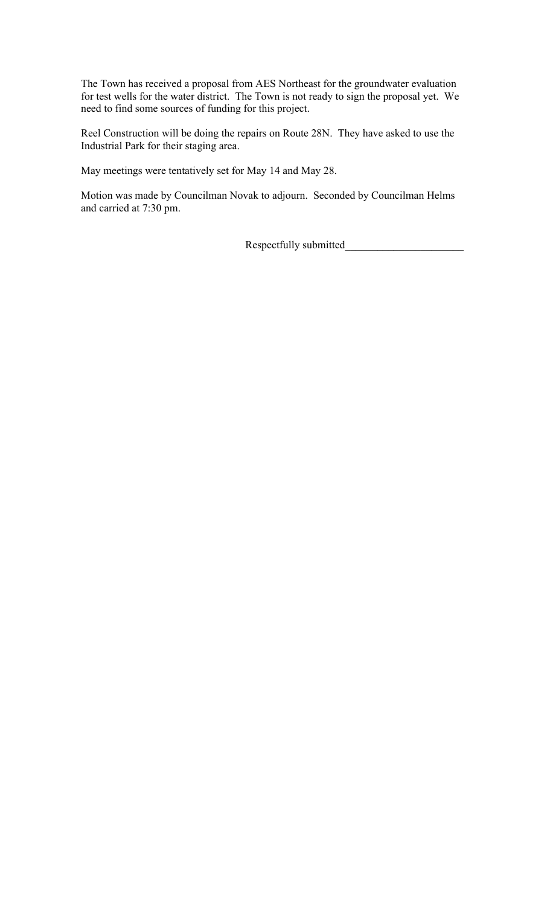The Town has received a proposal from AES Northeast for the groundwater evaluation for test wells for the water district. The Town is not ready to sign the proposal yet. We need to find some sources of funding for this project.

Reel Construction will be doing the repairs on Route 28N. They have asked to use the Industrial Park for their staging area.

May meetings were tentatively set for May 14 and May 28.

Motion was made by Councilman Novak to adjourn. Seconded by Councilman Helms and carried at 7:30 pm.

Respectfully submitted______________________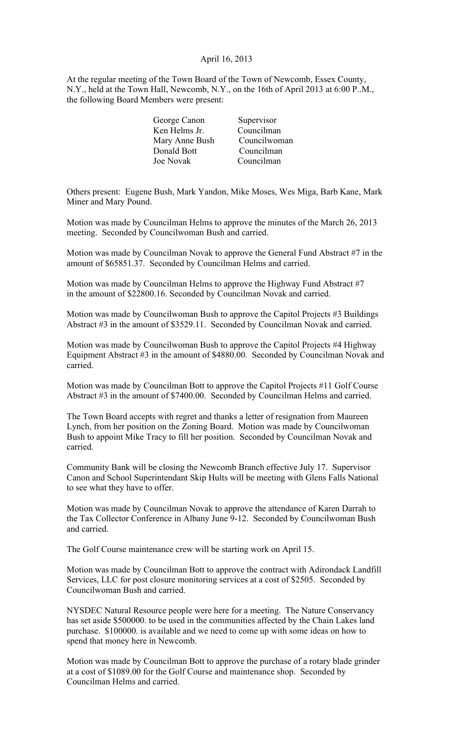April 16, 2013

At the regular meeting of the Town Board of the Town of Newcomb, Essex County, N.Y., held at the Town Hall, Newcomb, N.Y., on the 16th of April 2013 at 6:00 P..M., the following Board Members were present:

| | |
|---|---|
| George Canon | Supervisor |
| Ken Helms Jr. | Councilman |
| Mary Anne Bush | Councilwoman |
| Donald Bott | Councilman |
| Joe Novak | Councilman |

Others present: Eugene Bush, Mark Yandon, Mike Moses, Wes Miga, Barb Kane, Mark Miner and Mary Pound.

Motion was made by Councilman Helms to approve the minutes of the March 26, 2013 meeting. Seconded by Councilwoman Bush and carried.

Motion was made by Councilman Novak to approve the General Fund Abstract #7 in the amount of $65851.37. Seconded by Councilman Helms and carried.

Motion was made by Councilman Helms to approve the Highway Fund Abstract #7 in the amount of $22800.16. Seconded by Councilman Novak and carried.

Motion was made by Councilwoman Bush to approve the Capitol Projects #3 Buildings Abstract #3 in the amount of $3529.11. Seconded by Councilman Novak and carried.

Motion was made by Councilwoman Bush to approve the Capitol Projects #4 Highway Equipment Abstract #3 in the amount of $4880.00. Seconded by Councilman Novak and carried.

Motion was made by Councilman Bott to approve the Capitol Projects #11 Golf Course Abstract #3 in the amount of $7400.00. Seconded by Councilman Helms and carried.

The Town Board accepts with regret and thanks a letter of resignation from Maureen Lynch, from her position on the Zoning Board. Motion was made by Councilwoman Bush to appoint Mike Tracy to fill her position. Seconded by Councilman Novak and carried.

Community Bank will be closing the Newcomb Branch effective July 17. Supervisor Canon and School Superintendant Skip Hults will be meeting with Glens Falls National to see what they have to offer.

Motion was made by Councilman Novak to approve the attendance of Karen Darrah to the Tax Collector Conference in Albany June 9-12. Seconded by Councilwoman Bush and carried.

The Golf Course maintenance crew will be starting work on April 15.

Motion was made by Councilman Bott to approve the contract with Adirondack Landfill Services, LLC for post closure monitoring services at a cost of $2505. Seconded by Councilwoman Bush and carried.

NYSDEC Natural Resource people were here for a meeting. The Nature Conservancy has set aside $500000. to be used in the communities affected by the Chain Lakes land purchase. $100000. is available and we need to come up with some ideas on how to spend that money here in Newcomb.

Motion was made by Councilman Bott to approve the purchase of a rotary blade grinder at a cost of $1089.00 for the Golf Course and maintenance shop. Seconded by Councilman Helms and carried.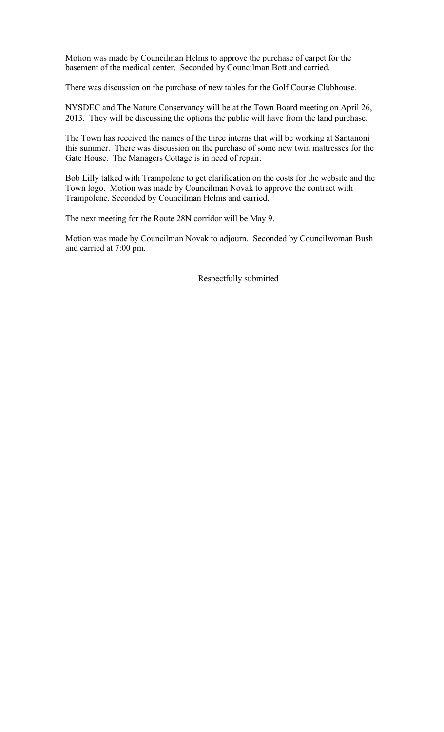Motion was made by Councilman Helms to approve the purchase of carpet for the basement of the medical center. Seconded by Councilman Bott and carried.

There was discussion on the purchase of new tables for the Golf Course Clubhouse.

NYSDEC and The Nature Conservancy will be at the Town Board meeting on April 26, 2013. They will be discussing the options the public will have from the land purchase.

The Town has received the names of the three interns that will be working at Santanoni this summer. There was discussion on the purchase of some new twin mattresses for the Gate House. The Managers Cottage is in need of repair.

Bob Lilly talked with Trampolene to get clarification on the costs for the website and the Town logo. Motion was made by Councilman Novak to approve the contract with Trampolene. Seconded by Councilman Helms and carried.

The next meeting for the Route 28N corridor will be May 9.

Motion was made by Councilman Novak to adjourn. Seconded by Councilwoman Bush and carried at 7:00 pm.

Respectfully submitted______________________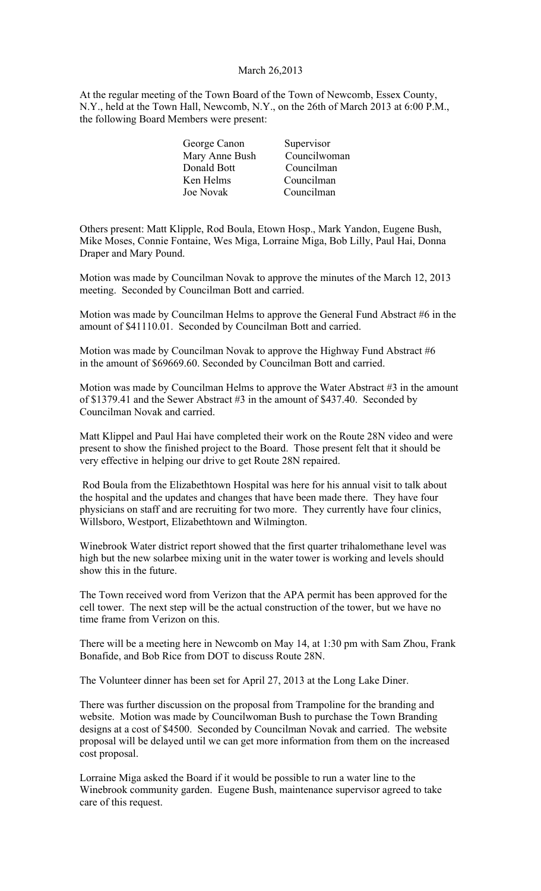March 26,2013

At the regular meeting of the Town Board of the Town of Newcomb, Essex County, N.Y., held at the Town Hall, Newcomb, N.Y., on the 26th of March 2013 at 6:00 P.M., the following Board Members were present:

| | |
|---|---|
| George Canon | Supervisor |
| Mary Anne Bush | Councilwoman |
| Donald Bott | Councilman |
| Ken Helms | Councilman |
| Joe Novak | Councilman |

Others present: Matt Klipple, Rod Boula, Etown Hosp., Mark Yandon, Eugene Bush, Mike Moses, Connie Fontaine, Wes Miga, Lorraine Miga, Bob Lilly, Paul Hai, Donna Draper and Mary Pound.

Motion was made by Councilman Novak to approve the minutes of the March 12, 2013 meeting. Seconded by Councilman Bott and carried.

Motion was made by Councilman Helms to approve the General Fund Abstract #6 in the amount of $41110.01. Seconded by Councilman Bott and carried.

Motion was made by Councilman Novak to approve the Highway Fund Abstract #6 in the amount of $69669.60. Seconded by Councilman Bott and carried.

Motion was made by Councilman Helms to approve the Water Abstract #3 in the amount of $1379.41 and the Sewer Abstract #3 in the amount of $437.40. Seconded by Councilman Novak and carried.

Matt Klippel and Paul Hai have completed their work on the Route 28N video and were present to show the finished project to the Board. Those present felt that it should be very effective in helping our drive to get Route 28N repaired.

Rod Boula from the Elizabethtown Hospital was here for his annual visit to talk about the hospital and the updates and changes that have been made there. They have four physicians on staff and are recruiting for two more. They currently have four clinics, Willsboro, Westport, Elizabethtown and Wilmington.

Winebrook Water district report showed that the first quarter trihalomethane level was high but the new solarbee mixing unit in the water tower is working and levels should show this in the future.

The Town received word from Verizon that the APA permit has been approved for the cell tower. The next step will be the actual construction of the tower, but we have no time frame from Verizon on this.

There will be a meeting here in Newcomb on May 14, at 1:30 pm with Sam Zhou, Frank Bonafide, and Bob Rice from DOT to discuss Route 28N.

The Volunteer dinner has been set for April 27, 2013 at the Long Lake Diner.

There was further discussion on the proposal from Trampoline for the branding and website. Motion was made by Councilwoman Bush to purchase the Town Branding designs at a cost of $4500. Seconded by Councilman Novak and carried. The website proposal will be delayed until we can get more information from them on the increased cost proposal.

Lorraine Miga asked the Board if it would be possible to run a water line to the Winebrook community garden. Eugene Bush, maintenance supervisor agreed to take care of this request.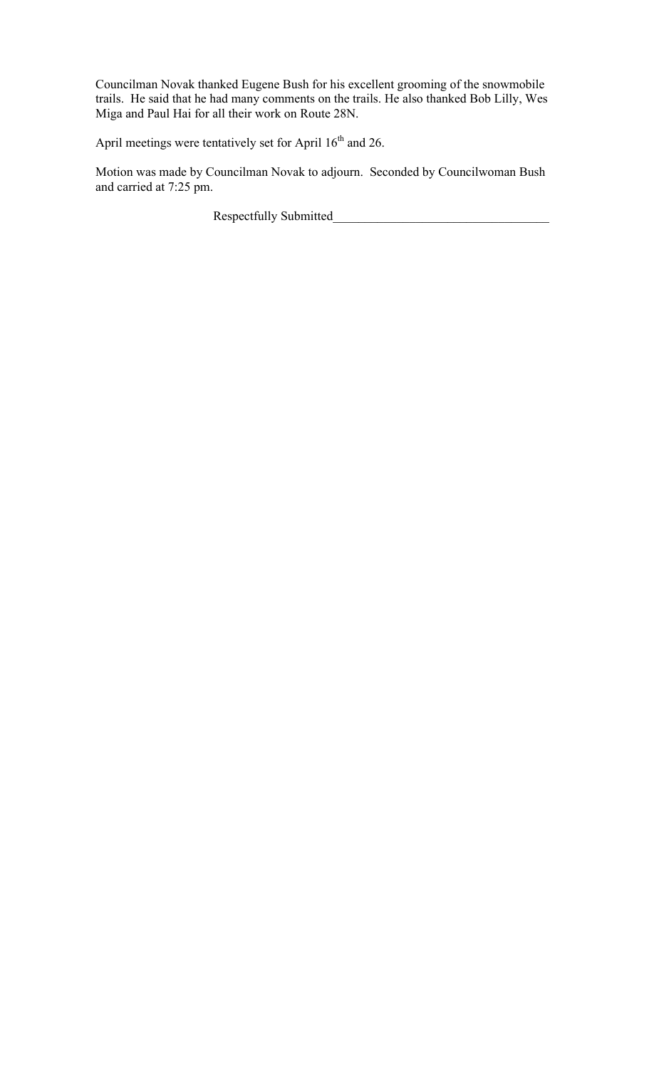Councilman Novak thanked Eugene Bush for his excellent grooming of the snowmobile trails. He said that he had many comments on the trails. He also thanked Bob Lilly, Wes Miga and Paul Hai for all their work on Route 28N.

April meetings were tentatively set for April 16th and 26.

Motion was made by Councilman Novak to adjourn. Seconded by Councilwoman Bush and carried at 7:25 pm.

Respectfully Submitted_________________________________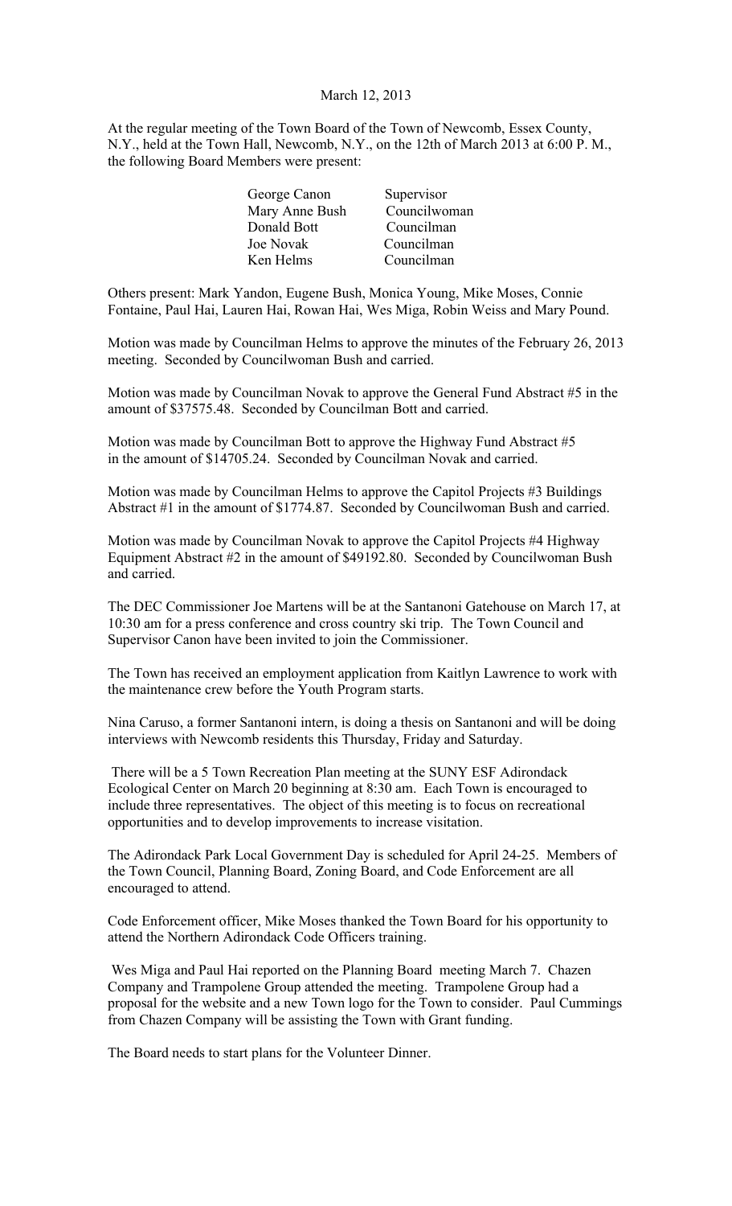March 12, 2013

At the regular meeting of the Town Board of the Town of Newcomb, Essex County, N.Y., held at the Town Hall, Newcomb, N.Y., on the 12th of March 2013 at 6:00 P. M., the following Board Members were present:

| | |
|---|---|
| George Canon | Supervisor |
| Mary Anne Bush | Councilwoman |
| Donald Bott | Councilman |
| Joe Novak | Councilman |
| Ken Helms | Councilman |

Others present: Mark Yandon, Eugene Bush, Monica Young, Mike Moses, Connie Fontaine, Paul Hai, Lauren Hai, Rowan Hai, Wes Miga, Robin Weiss and Mary Pound.

Motion was made by Councilman Helms to approve the minutes of the February 26, 2013 meeting. Seconded by Councilwoman Bush and carried.

Motion was made by Councilman Novak to approve the General Fund Abstract #5 in the amount of $37575.48. Seconded by Councilman Bott and carried.

Motion was made by Councilman Bott to approve the Highway Fund Abstract #5 in the amount of $14705.24. Seconded by Councilman Novak and carried.

Motion was made by Councilman Helms to approve the Capitol Projects #3 Buildings Abstract #1 in the amount of $1774.87. Seconded by Councilwoman Bush and carried.

Motion was made by Councilman Novak to approve the Capitol Projects #4 Highway Equipment Abstract #2 in the amount of $49192.80. Seconded by Councilwoman Bush and carried.

The DEC Commissioner Joe Martens will be at the Santanoni Gatehouse on March 17, at 10:30 am for a press conference and cross country ski trip. The Town Council and Supervisor Canon have been invited to join the Commissioner.

The Town has received an employment application from Kaitlyn Lawrence to work with the maintenance crew before the Youth Program starts.

Nina Caruso, a former Santanoni intern, is doing a thesis on Santanoni and will be doing interviews with Newcomb residents this Thursday, Friday and Saturday.

There will be a 5 Town Recreation Plan meeting at the SUNY ESF Adirondack Ecological Center on March 20 beginning at 8:30 am. Each Town is encouraged to include three representatives. The object of this meeting is to focus on recreational opportunities and to develop improvements to increase visitation.

The Adirondack Park Local Government Day is scheduled for April 24-25. Members of the Town Council, Planning Board, Zoning Board, and Code Enforcement are all encouraged to attend.

Code Enforcement officer, Mike Moses thanked the Town Board for his opportunity to attend the Northern Adirondack Code Officers training.

Wes Miga and Paul Hai reported on the Planning Board meeting March 7. Chazen Company and Trampolene Group attended the meeting. Trampolene Group had a proposal for the website and a new Town logo for the Town to consider. Paul Cummings from Chazen Company will be assisting the Town with Grant funding.

The Board needs to start plans for the Volunteer Dinner.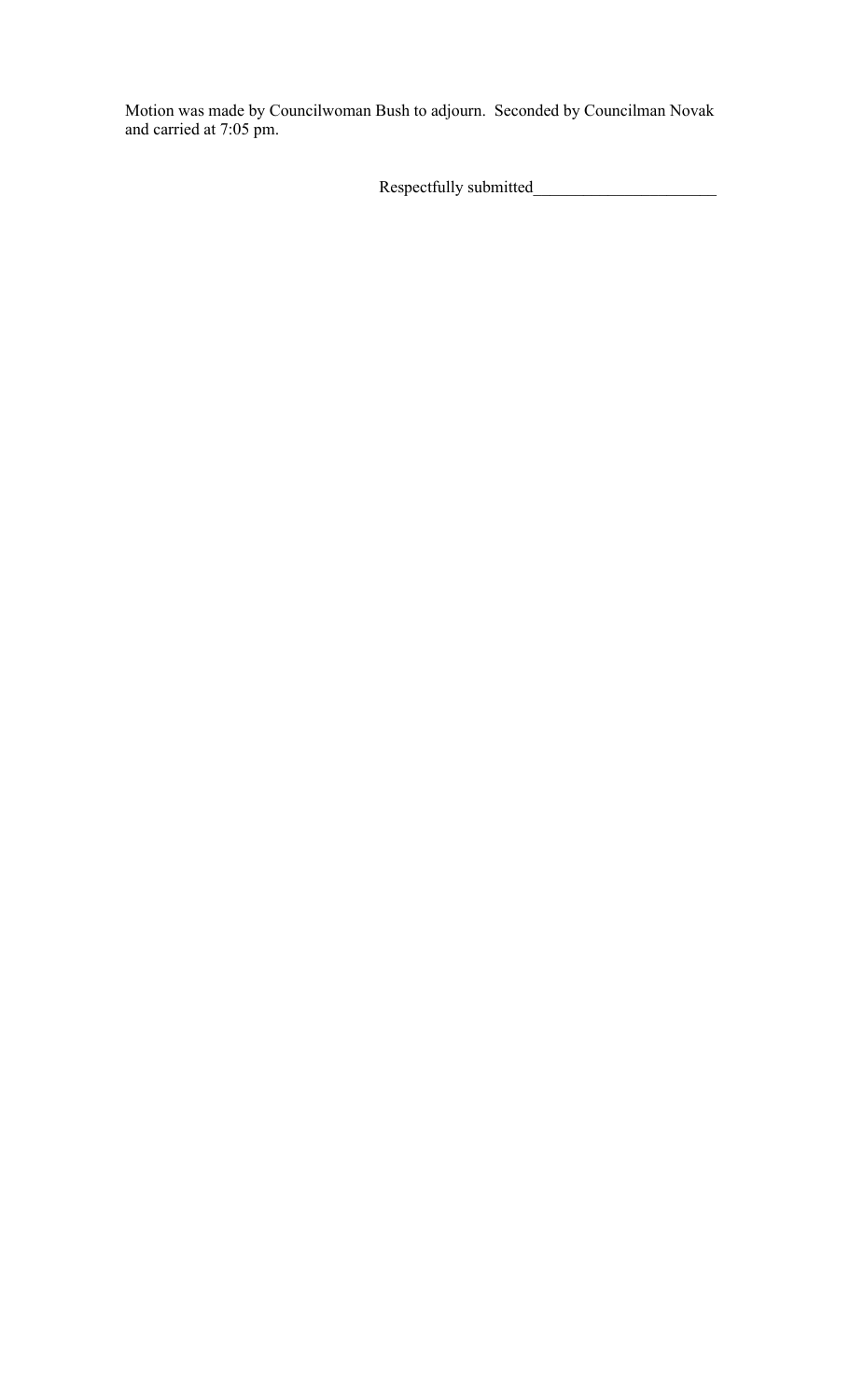Motion was made by Councilwoman Bush to adjourn. Seconded by Councilman Novak and carried at 7:05 pm.

Respectfully submitted______________________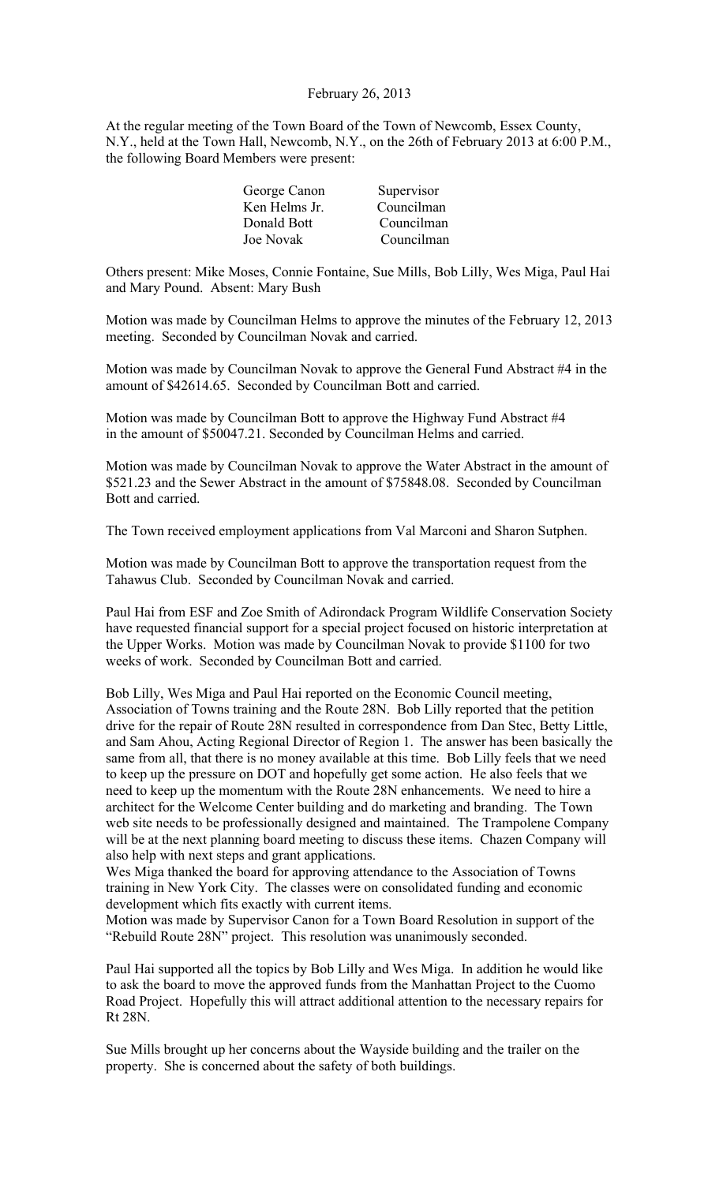February 26, 2013

At the regular meeting of the Town Board of the Town of Newcomb, Essex County, N.Y., held at the Town Hall, Newcomb, N.Y., on the 26th of February 2013 at 6:00 P.M., the following Board Members were present:

| | |
|---|---|
| George Canon | Supervisor |
| Ken Helms Jr. | Councilman |
| Donald Bott | Councilman |
| Joe Novak | Councilman |

Others present: Mike Moses, Connie Fontaine, Sue Mills, Bob Lilly, Wes Miga, Paul Hai and Mary Pound. Absent: Mary Bush

Motion was made by Councilman Helms to approve the minutes of the February 12, 2013 meeting. Seconded by Councilman Novak and carried.

Motion was made by Councilman Novak to approve the General Fund Abstract #4 in the amount of $42614.65. Seconded by Councilman Bott and carried.

Motion was made by Councilman Bott to approve the Highway Fund Abstract #4 in the amount of $50047.21. Seconded by Councilman Helms and carried.

Motion was made by Councilman Novak to approve the Water Abstract in the amount of $521.23 and the Sewer Abstract in the amount of $75848.08. Seconded by Councilman Bott and carried.

The Town received employment applications from Val Marconi and Sharon Sutphen.

Motion was made by Councilman Bott to approve the transportation request from the Tahawus Club. Seconded by Councilman Novak and carried.

Paul Hai from ESF and Zoe Smith of Adirondack Program Wildlife Conservation Society have requested financial support for a special project focused on historic interpretation at the Upper Works. Motion was made by Councilman Novak to provide $1100 for two weeks of work. Seconded by Councilman Bott and carried.

Bob Lilly, Wes Miga and Paul Hai reported on the Economic Council meeting, Association of Towns training and the Route 28N. Bob Lilly reported that the petition drive for the repair of Route 28N resulted in correspondence from Dan Stec, Betty Little, and Sam Ahou, Acting Regional Director of Region 1. The answer has been basically the same from all, that there is no money available at this time. Bob Lilly feels that we need to keep up the pressure on DOT and hopefully get some action. He also feels that we need to keep up the momentum with the Route 28N enhancements. We need to hire a architect for the Welcome Center building and do marketing and branding. The Town web site needs to be professionally designed and maintained. The Trampolene Company will be at the next planning board meeting to discuss these items. Chazen Company will also help with next steps and grant applications.

Wes Miga thanked the board for approving attendance to the Association of Towns training in New York City. The classes were on consolidated funding and economic development which fits exactly with current items.

Motion was made by Supervisor Canon for a Town Board Resolution in support of the "Rebuild Route 28N" project. This resolution was unanimously seconded.

Paul Hai supported all the topics by Bob Lilly and Wes Miga. In addition he would like to ask the board to move the approved funds from the Manhattan Project to the Cuomo Road Project. Hopefully this will attract additional attention to the necessary repairs for Rt 28N.

Sue Mills brought up her concerns about the Wayside building and the trailer on the property. She is concerned about the safety of both buildings.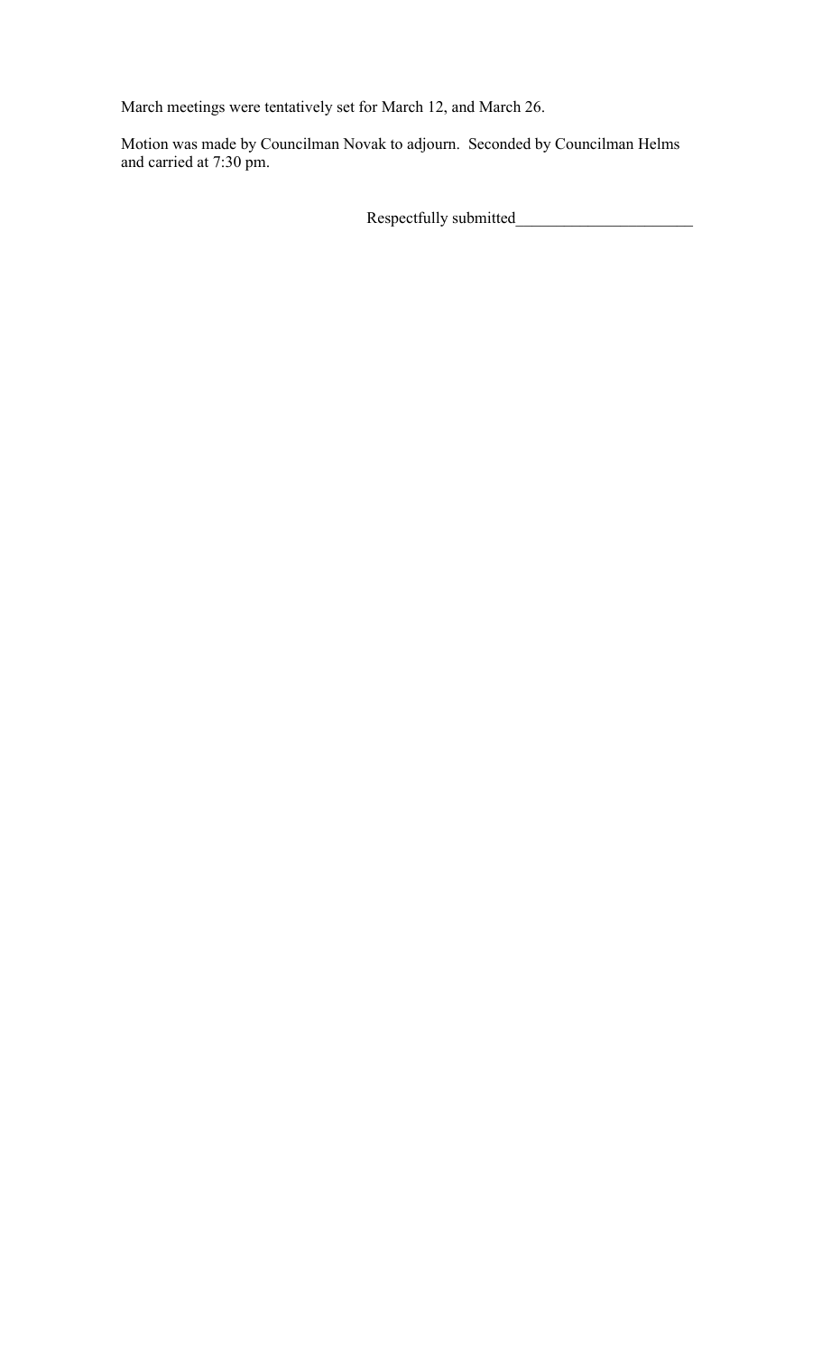March meetings were tentatively set for March 12, and March 26.

Motion was made by Councilman Novak to adjourn. Seconded by Councilman Helms and carried at 7:30 pm.

Respectfully submitted______________________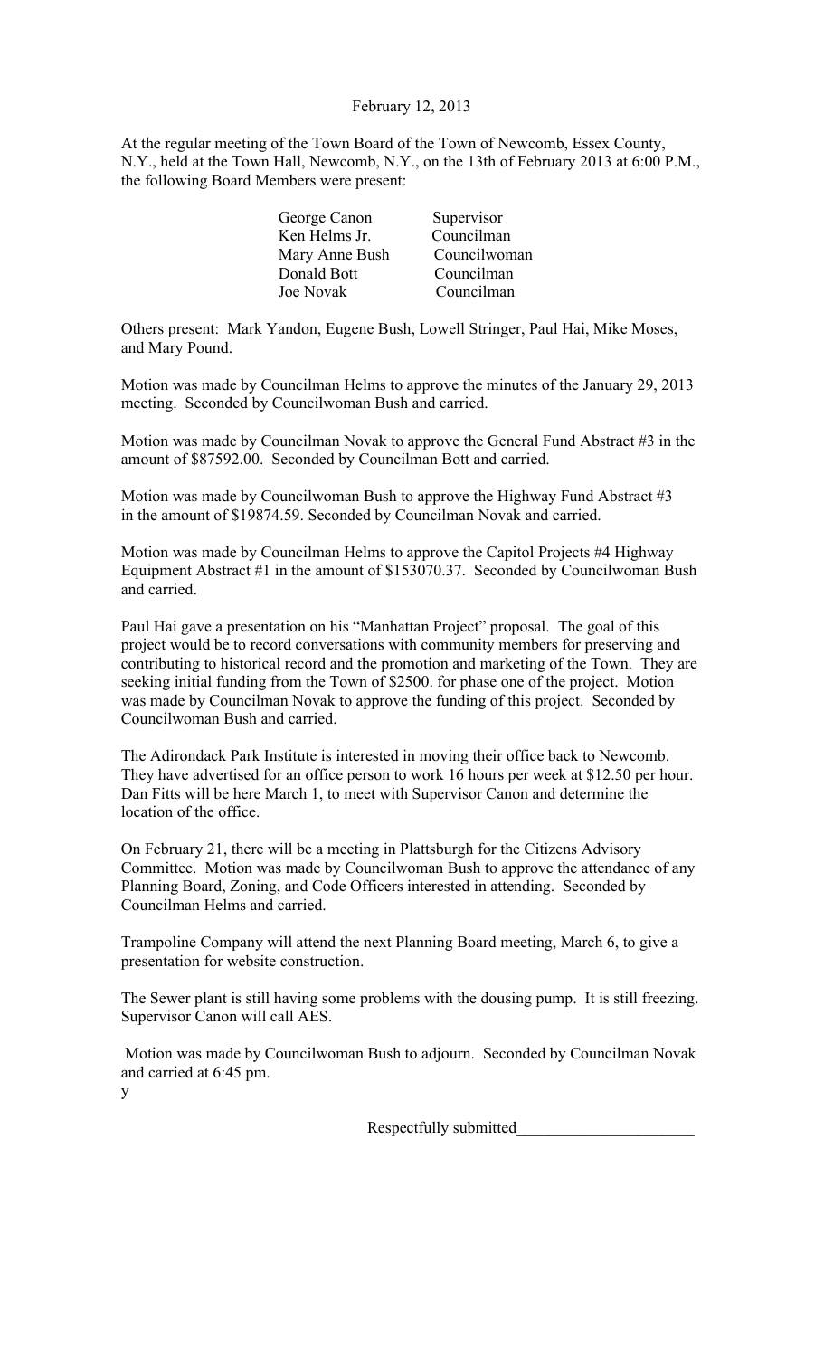February 12, 2013

At the regular meeting of the Town Board of the Town of Newcomb, Essex County, N.Y., held at the Town Hall, Newcomb, N.Y., on the 13th of February 2013 at 6:00 P.M., the following Board Members were present:

| | |
|---|---|
| George Canon | Supervisor |
| Ken Helms Jr. | Councilman |
| Mary Anne Bush | Councilwoman |
| Donald Bott | Councilman |
| Joe Novak | Councilman |

Others present: Mark Yandon, Eugene Bush, Lowell Stringer, Paul Hai, Mike Moses, and Mary Pound.

Motion was made by Councilman Helms to approve the minutes of the January 29, 2013 meeting. Seconded by Councilwoman Bush and carried.

Motion was made by Councilman Novak to approve the General Fund Abstract #3 in the amount of $87592.00. Seconded by Councilman Bott and carried.

Motion was made by Councilwoman Bush to approve the Highway Fund Abstract #3 in the amount of $19874.59. Seconded by Councilman Novak and carried.

Motion was made by Councilman Helms to approve the Capitol Projects #4 Highway Equipment Abstract #1 in the amount of $153070.37. Seconded by Councilwoman Bush and carried.

Paul Hai gave a presentation on his "Manhattan Project" proposal. The goal of this project would be to record conversations with community members for preserving and contributing to historical record and the promotion and marketing of the Town. They are seeking initial funding from the Town of $2500. for phase one of the project. Motion was made by Councilman Novak to approve the funding of this project. Seconded by Councilwoman Bush and carried.

The Adirondack Park Institute is interested in moving their office back to Newcomb. They have advertised for an office person to work 16 hours per week at $12.50 per hour. Dan Fitts will be here March 1, to meet with Supervisor Canon and determine the location of the office.

On February 21, there will be a meeting in Plattsburgh for the Citizens Advisory Committee. Motion was made by Councilwoman Bush to approve the attendance of any Planning Board, Zoning, and Code Officers interested in attending. Seconded by Councilman Helms and carried.

Trampoline Company will attend the next Planning Board meeting, March 6, to give a presentation for website construction.

The Sewer plant is still having some problems with the dousing pump. It is still freezing. Supervisor Canon will call AES.

Motion was made by Councilwoman Bush to adjourn. Seconded by Councilman Novak and carried at 6:45 pm.

y

Respectfully submitted______________________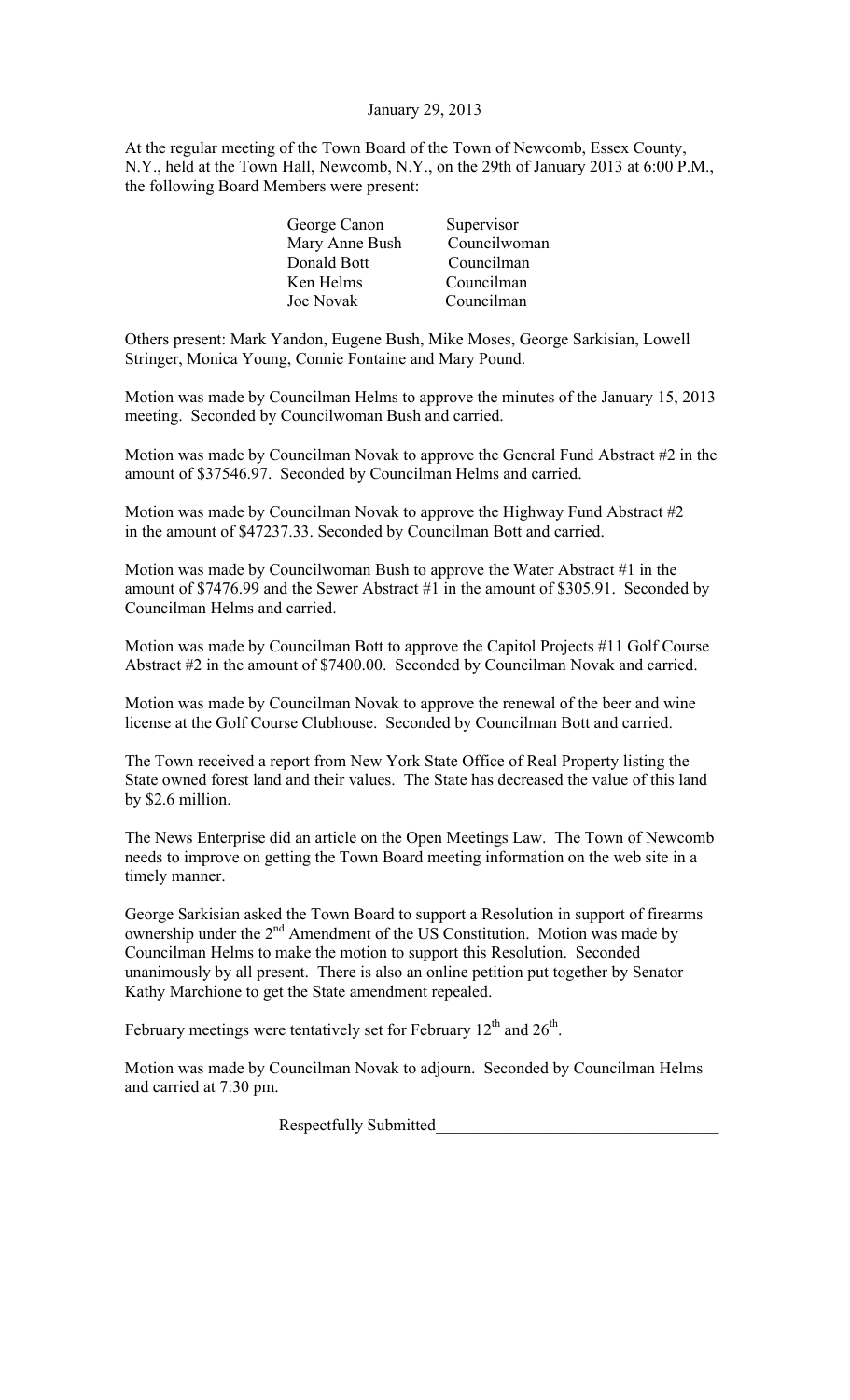January 29, 2013

At the regular meeting of the Town Board of the Town of Newcomb, Essex County, N.Y., held at the Town Hall, Newcomb, N.Y., on the 29th of January 2013 at 6:00 P.M., the following Board Members were present:

| | |
|---|---|
| George Canon | Supervisor |
| Mary Anne Bush | Councilwoman |
| Donald Bott | Councilman |
| Ken Helms | Councilman |
| Joe Novak | Councilman |

Others present: Mark Yandon, Eugene Bush, Mike Moses, George Sarkisian, Lowell Stringer, Monica Young, Connie Fontaine and Mary Pound.

Motion was made by Councilman Helms to approve the minutes of the January 15, 2013 meeting. Seconded by Councilwoman Bush and carried.

Motion was made by Councilman Novak to approve the General Fund Abstract #2 in the amount of $37546.97. Seconded by Councilman Helms and carried.

Motion was made by Councilman Novak to approve the Highway Fund Abstract #2 in the amount of $47237.33. Seconded by Councilman Bott and carried.

Motion was made by Councilwoman Bush to approve the Water Abstract #1 in the amount of $7476.99 and the Sewer Abstract #1 in the amount of $305.91. Seconded by Councilman Helms and carried.

Motion was made by Councilman Bott to approve the Capitol Projects #11 Golf Course Abstract #2 in the amount of $7400.00. Seconded by Councilman Novak and carried.

Motion was made by Councilman Novak to approve the renewal of the beer and wine license at the Golf Course Clubhouse. Seconded by Councilman Bott and carried.

The Town received a report from New York State Office of Real Property listing the State owned forest land and their values. The State has decreased the value of this land by $2.6 million.

The News Enterprise did an article on the Open Meetings Law. The Town of Newcomb needs to improve on getting the Town Board meeting information on the web site in a timely manner.

George Sarkisian asked the Town Board to support a Resolution in support of firearms ownership under the 2nd Amendment of the US Constitution. Motion was made by Councilman Helms to make the motion to support this Resolution. Seconded unanimously by all present. There is also an online petition put together by Senator Kathy Marchione to get the State amendment repealed.

February meetings were tentatively set for February 12th and 26th.

Motion was made by Councilman Novak to adjourn. Seconded by Councilman Helms and carried at 7:30 pm.

Respectfully Submitted_________________________________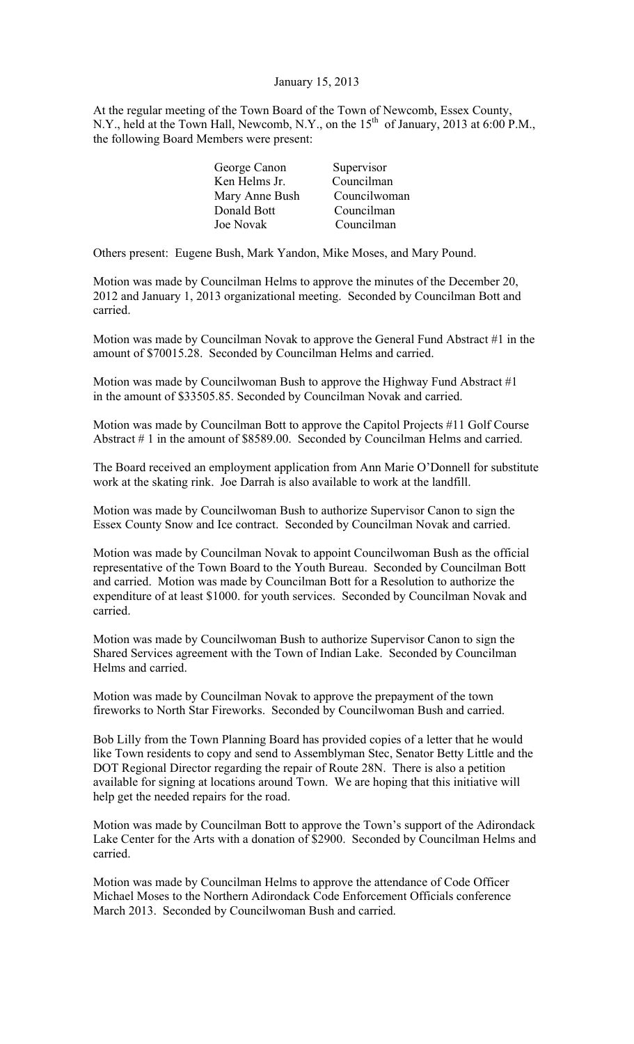January 15, 2013

At the regular meeting of the Town Board of the Town of Newcomb, Essex County, N.Y., held at the Town Hall, Newcomb, N.Y., on the 15th of January, 2013 at 6:00 P.M., the following Board Members were present:

| | |
|---|---|
| George Canon | Supervisor |
| Ken Helms Jr. | Councilman |
| Mary Anne Bush | Councilwoman |
| Donald Bott | Councilman |
| Joe Novak | Councilman |

Others present: Eugene Bush, Mark Yandon, Mike Moses, and Mary Pound.

Motion was made by Councilman Helms to approve the minutes of the December 20, 2012 and January 1, 2013 organizational meeting. Seconded by Councilman Bott and carried.

Motion was made by Councilman Novak to approve the General Fund Abstract #1 in the amount of $70015.28. Seconded by Councilman Helms and carried.

Motion was made by Councilwoman Bush to approve the Highway Fund Abstract #1 in the amount of $33505.85. Seconded by Councilman Novak and carried.

Motion was made by Councilman Bott to approve the Capitol Projects #11 Golf Course Abstract # 1 in the amount of $8589.00. Seconded by Councilman Helms and carried.

The Board received an employment application from Ann Marie O'Donnell for substitute work at the skating rink. Joe Darrah is also available to work at the landfill.

Motion was made by Councilwoman Bush to authorize Supervisor Canon to sign the Essex County Snow and Ice contract. Seconded by Councilman Novak and carried.

Motion was made by Councilman Novak to appoint Councilwoman Bush as the official representative of the Town Board to the Youth Bureau. Seconded by Councilman Bott and carried. Motion was made by Councilman Bott for a Resolution to authorize the expenditure of at least $1000. for youth services. Seconded by Councilman Novak and carried.

Motion was made by Councilwoman Bush to authorize Supervisor Canon to sign the Shared Services agreement with the Town of Indian Lake. Seconded by Councilman Helms and carried.

Motion was made by Councilman Novak to approve the prepayment of the town fireworks to North Star Fireworks. Seconded by Councilwoman Bush and carried.

Bob Lilly from the Town Planning Board has provided copies of a letter that he would like Town residents to copy and send to Assemblyman Stec, Senator Betty Little and the DOT Regional Director regarding the repair of Route 28N. There is also a petition available for signing at locations around Town. We are hoping that this initiative will help get the needed repairs for the road.

Motion was made by Councilman Bott to approve the Town's support of the Adirondack Lake Center for the Arts with a donation of $2900. Seconded by Councilman Helms and carried.

Motion was made by Councilman Helms to approve the attendance of Code Officer Michael Moses to the Northern Adirondack Code Enforcement Officials conference March 2013. Seconded by Councilwoman Bush and carried.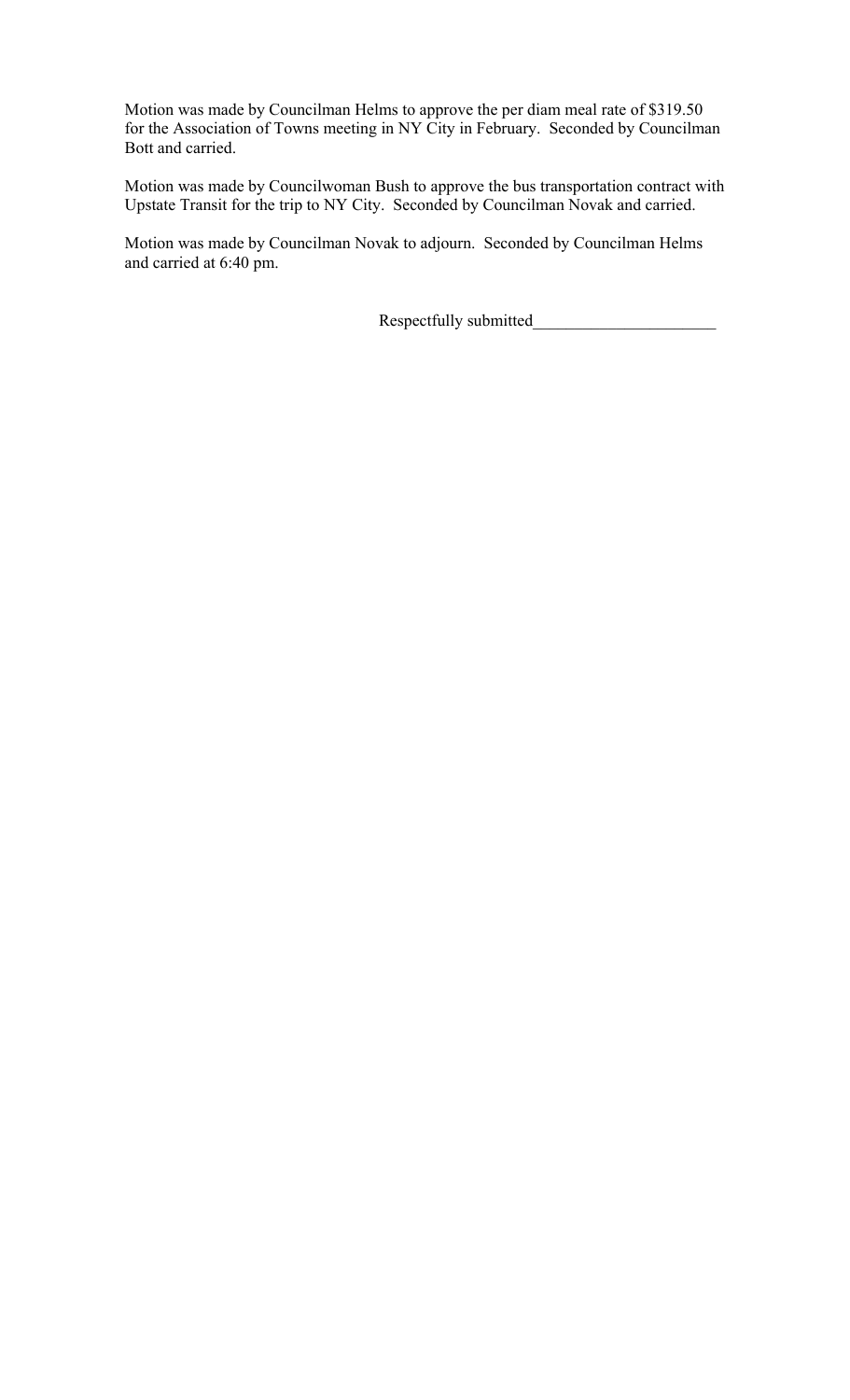Motion was made by Councilman Helms to approve the per diem meal rate of $319.50 for the Association of Towns meeting in NY City in February. Seconded by Councilman Bott and carried.

Motion was made by Councilwoman Bush to approve the bus transportation contract with Upstate Transit for the trip to NY City. Seconded by Councilman Novak and carried.

Motion was made by Councilman Novak to adjourn. Seconded by Councilman Helms and carried at 6:40 pm.

Respectfully submitted______________________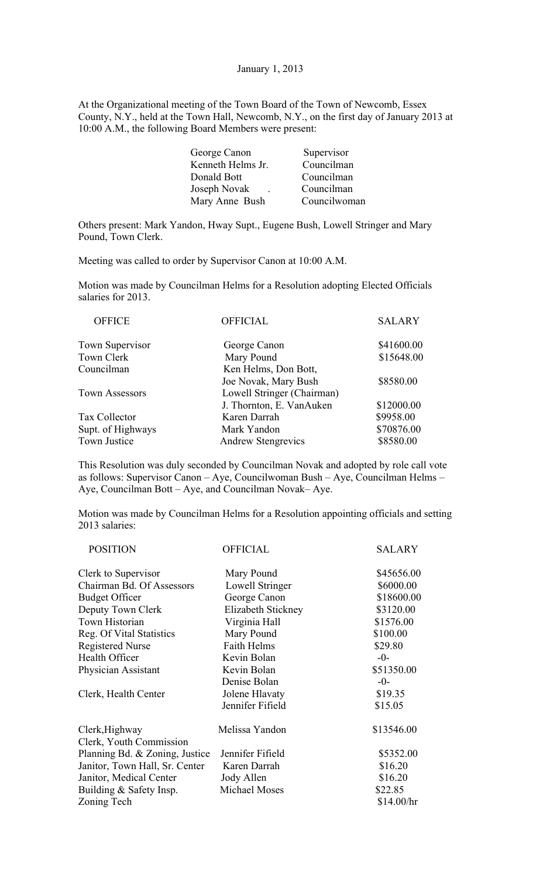January 1, 2013

At the Organizational meeting of the Town Board of the Town of Newcomb, Essex County, N.Y., held at the Town Hall, Newcomb, N.Y., on the first day of January 2013 at 10:00 A.M., the following Board Members were present:

| | |
|---|---|
| George Canon | Supervisor |
| Kenneth Helms Jr. | Councilman |
| Donald Bott | Councilman |
| Joseph Novak . | Councilman |
| Mary Anne Bush | Councilwoman |

Others present: Mark Yandon, Hway Supt., Eugene Bush, Lowell Stringer and Mary Pound, Town Clerk.

Meeting was called to order by Supervisor Canon at 10:00 A.M.

Motion was made by Councilman Helms for a Resolution adopting Elected Officials salaries for 2013.

| OFFICE | OFFICIAL | SALARY |
|---|---|---|
| Town Supervisor | George Canon | $41600.00 |
| Town Clerk | Mary Pound | $15648.00 |
| Councilman | Ken Helms, Don Bott, Joe Novak, Mary Bush | $8580.00 |
| Town Assessors | Lowell Stringer (Chairman) J. Thornton, E. VanAuken | $12000.00 |
| Tax Collector | Karen Darrah | $9958.00 |
| Supt. of Highways | Mark Yandon | $70876.00 |
| Town Justice | Andrew Stengrevics | $8580.00 |

This Resolution was duly seconded by Councilman Novak and adopted by role call vote as follows: Supervisor Canon – Aye, Councilwoman Bush – Aye, Councilman Helms – Aye, Councilman Bott – Aye, and Councilman Novak– Aye.

Motion was made by Councilman Helms for a Resolution appointing officials and setting 2013 salaries:

| POSITION | OFFICIAL | SALARY |
|---|---|---|
| Clerk to Supervisor | Mary Pound | $45656.00 |
| Chairman Bd. Of Assessors | Lowell Stringer | $6000.00 |
| Budget Officer | George Canon | $18600.00 |
| Deputy Town Clerk | Elizabeth Stickney | $3120.00 |
| Town Historian | Virginia Hall | $1576.00 |
| Reg. Of Vital Statistics | Mary Pound | $100.00 |
| Registered Nurse | Faith Helms | $29.80 |
| Health Officer | Kevin Bolan | -0- |
| Physician Assistant | Kevin Bolan | $51350.00 |
| | Denise Bolan | -0- |
| Clerk, Health Center | Jolene Hlavaty | $19.35 |
| | Jennifer Fifield | $15.05 |
| Clerk,Highway | Melissa Yandon | $13546.00 |
| Clerk, Youth Commission | | |
| Planning Bd. & Zoning, Justice | Jennifer Fifield | $5352.00 |
| Janitor, Town Hall, Sr. Center | Karen Darrah | $16.20 |
| Janitor, Medical Center | Jody Allen | $16.20 |
| Building & Safety Insp. | Michael Moses | $22.85 |
| Zoning Tech | | $14.00/hr |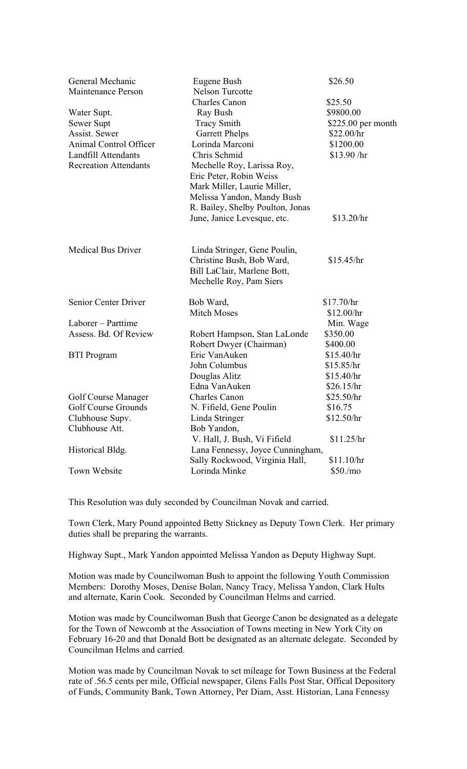| | | |
|---|---|---|
| General Mechanic | Eugene Bush | $26.50 |
| Maintenance Person | Nelson Turcotte | |
| | Charles Canon | $25.50 |
| Water Supt. | Ray Bush | $9800.00 |
| Sewer Supt | Tracy Smith | $225.00 per month |
| Assist. Sewer | Garrett Phelps | $22.00/hr |
| Animal Control Officer | Lorinda Marconi | $1200.00 |
| Landfill Attendants | Chris Schmid | $13.90 /hr |
| Recreation Attendants | Mechelle Roy, Larissa Roy, Eric Peter, Robin Weiss Mark Miller, Laurie Miller, Melissa Yandon, Mandy Bush R. Bailey, Shelby Poulton, Jonas June, Janice Levesque, etc. | $13.20/hr |
| Medical Bus Driver | Linda Stringer, Gene Poulin, Christine Bush, Bob Ward, Bill LaClair, Marlene Bott, Mechelle Roy, Pam Siers | $15.45/hr |
| Senior Center Driver | Bob Ward, | $17.70/hr |
| | Mitch Moses | $12.00/hr |
| Laborer – Parttime | | Min. Wage |
| Assess. Bd. Of Review | Robert Hampson, Stan LaLonde | $350.00 |
| | Robert Dwyer (Chairman) | $400.00 |
| BTI Program | Eric VanAuken | $15.40/hr |
| | John Columbus | $15.85/hr |
| | Douglas Alitz | $15.40/hr |
| | Edna VanAuken | $26.15/hr |
| Golf Course Manager | Charles Canon | $25.50/hr |
| Golf Course Grounds | N. Fifield, Gene Poulin | $16.75 |
| Clubhouse Supv. | Linda Stringer | $12.50/hr |
| Clubhouse Att. | Bob Yandon, V. Hall, J. Bush, Vi Fifield | $11.25/hr |
| Historical Bldg. | Lana Fennessy, Joyce Cunningham, Sally Rockwood, Virginia Hall, | $11.10/hr |
| Town Website | Lorinda Minke | $50./mo |

This Resolution was duly seconded by Councilman Novak and carried.

Town Clerk, Mary Pound appointed Betty Stickney as Deputy Town Clerk. Her primary duties shall be preparing the warrants.

Highway Supt., Mark Yandon appointed Melissa Yandon as Deputy Highway Supt.

Motion was made by Councilwoman Bush to appoint the following Youth Commission Members: Dorothy Moses, Denise Bolan, Nancy Tracy, Melissa Yandon, Clark Hults and alternate, Karin Cook. Seconded by Councilman Helms and carried.

Motion was made by Councilwoman Bush that George Canon be designated as a delegate for the Town of Newcomb at the Association of Towns meeting in New York City on February 16-20 and that Donald Bott be designated as an alternate delegate. Seconded by Councilman Helms and carried.

Motion was made by Councilman Novak to set mileage for Town Business at the Federal rate of .56.5 cents per mile, Official newspaper, Glens Falls Post Star, Offical Depository of Funds, Community Bank, Town Attorney, Per Diam, Asst. Historian, Lana Fennessy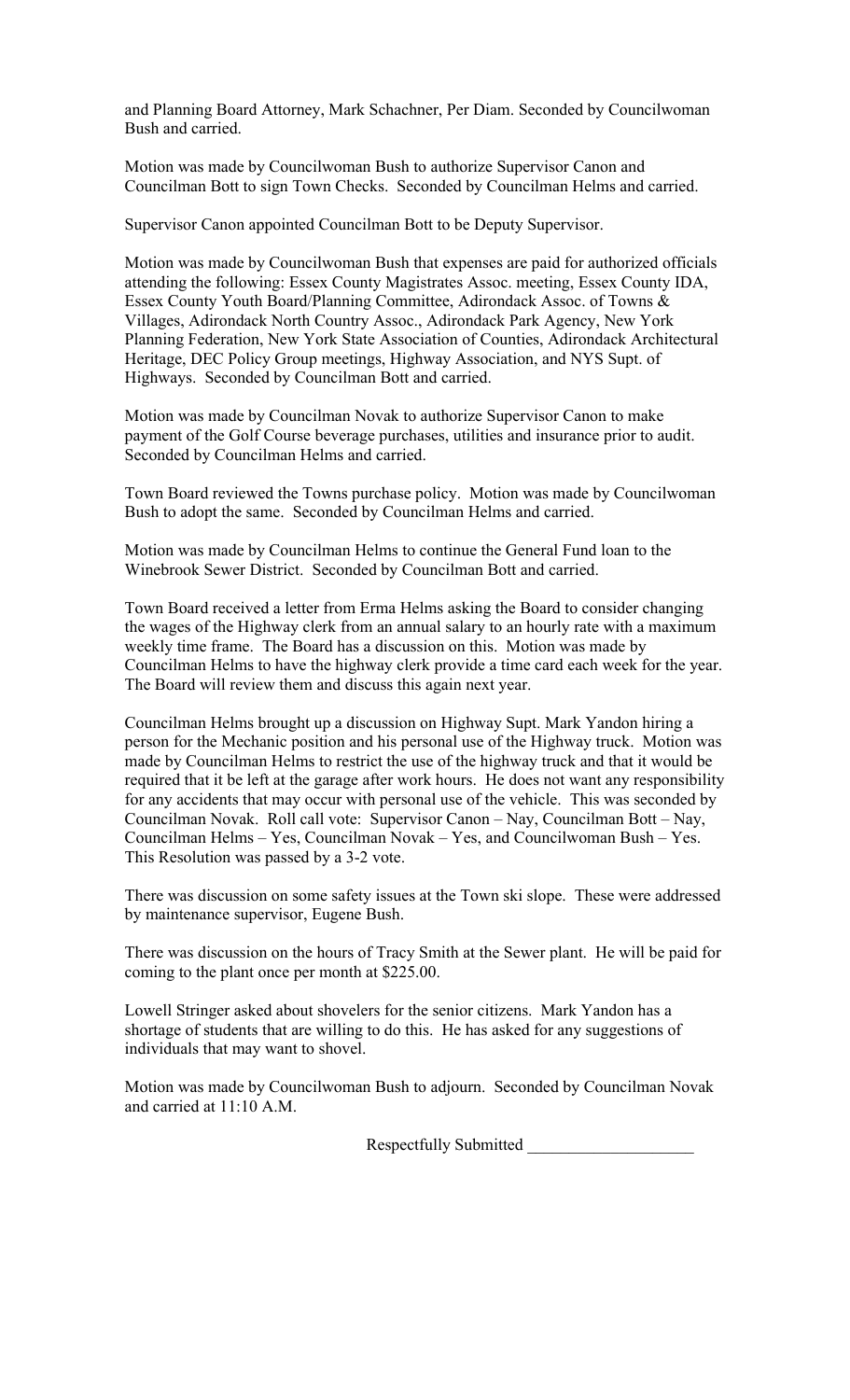and Planning Board Attorney, Mark Schachner, Per Diam. Seconded by Councilwoman Bush and carried.

Motion was made by Councilwoman Bush to authorize Supervisor Canon and Councilman Bott to sign Town Checks. Seconded by Councilman Helms and carried.

Supervisor Canon appointed Councilman Bott to be Deputy Supervisor.

Motion was made by Councilwoman Bush that expenses are paid for authorized officials attending the following: Essex County Magistrates Assoc. meeting, Essex County IDA, Essex County Youth Board/Planning Committee, Adirondack Assoc. of Towns & Villages, Adirondack North Country Assoc., Adirondack Park Agency, New York Planning Federation, New York State Association of Counties, Adirondack Architectural Heritage, DEC Policy Group meetings, Highway Association, and NYS Supt. of Highways. Seconded by Councilman Bott and carried.

Motion was made by Councilman Novak to authorize Supervisor Canon to make payment of the Golf Course beverage purchases, utilities and insurance prior to audit. Seconded by Councilman Helms and carried.

Town Board reviewed the Towns purchase policy. Motion was made by Councilwoman Bush to adopt the same. Seconded by Councilman Helms and carried.

Motion was made by Councilman Helms to continue the General Fund loan to the Winebrook Sewer District. Seconded by Councilman Bott and carried.

Town Board received a letter from Erma Helms asking the Board to consider changing the wages of the Highway clerk from an annual salary to an hourly rate with a maximum weekly time frame. The Board has a discussion on this. Motion was made by Councilman Helms to have the highway clerk provide a time card each week for the year. The Board will review them and discuss this again next year.

Councilman Helms brought up a discussion on Highway Supt. Mark Yandon hiring a person for the Mechanic position and his personal use of the Highway truck. Motion was made by Councilman Helms to restrict the use of the highway truck and that it would be required that it be left at the garage after work hours. He does not want any responsibility for any accidents that may occur with personal use of the vehicle. This was seconded by Councilman Novak. Roll call vote: Supervisor Canon – Nay, Councilman Bott – Nay, Councilman Helms – Yes, Councilman Novak – Yes, and Councilwoman Bush – Yes. This Resolution was passed by a 3-2 vote.

There was discussion on some safety issues at the Town ski slope. These were addressed by maintenance supervisor, Eugene Bush.

There was discussion on the hours of Tracy Smith at the Sewer plant. He will be paid for coming to the plant once per month at $225.00.

Lowell Stringer asked about shovelers for the senior citizens. Mark Yandon has a shortage of students that are willing to do this. He has asked for any suggestions of individuals that may want to shovel.

Motion was made by Councilwoman Bush to adjourn. Seconded by Councilman Novak and carried at 11:10 A.M.

Respectfully Submitted ____________________